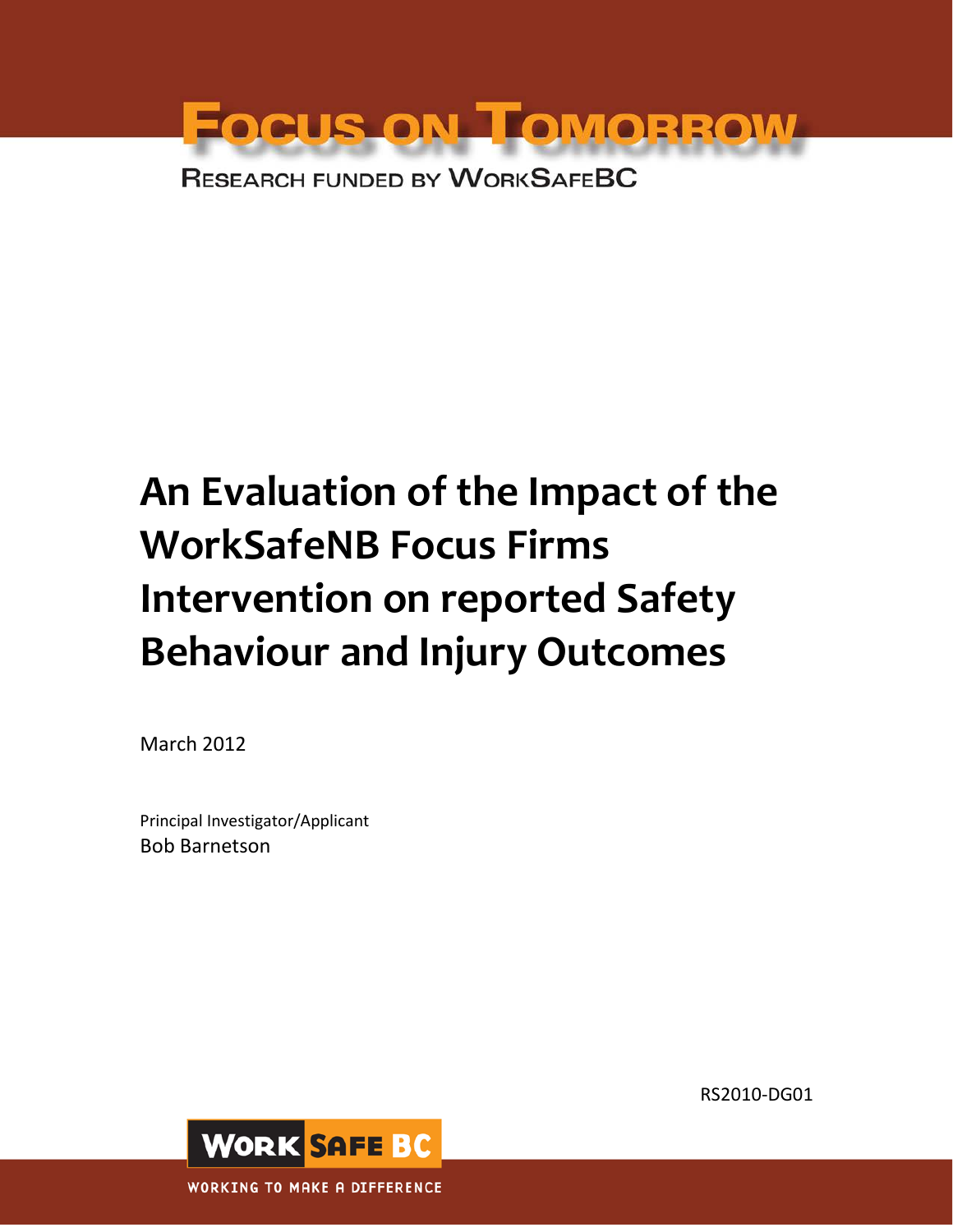FOCUS ON TOMORROW

RESEARCH FUNDED BY WORKSAFEBC

# An Evaluation of the Impact of the WorkSafeNB Focus Firms Intervention on reported Safety Behaviour and Injury Outcomes

March 2012

Principal Investigator/Applicant
Bob Barnetson

RS2010-DG01

WORK SAFE BC

WORKING TO MAKE A DIFFERENCE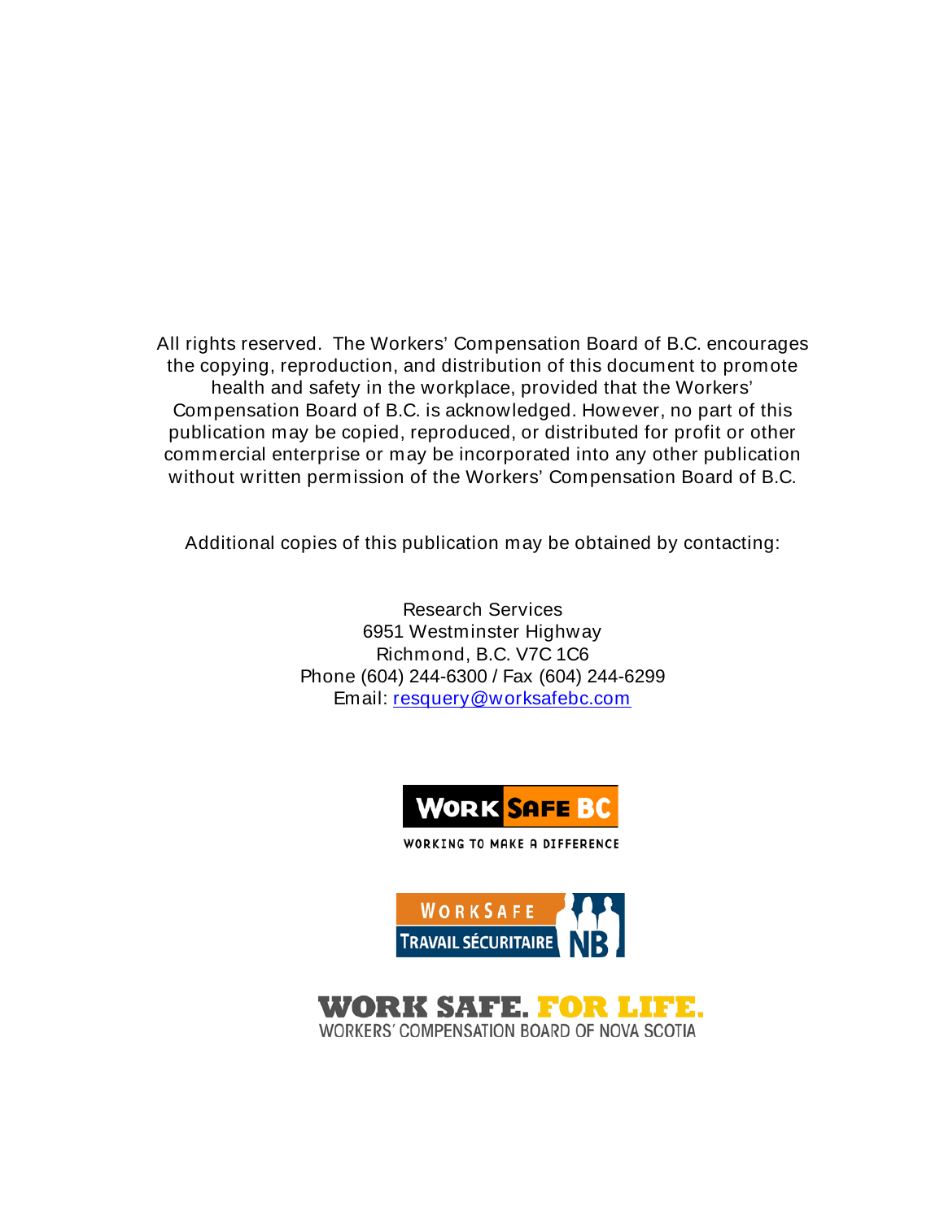All rights reserved. The Workers' Compensation Board of B.C. encourages the copying, reproduction, and distribution of this document to promote health and safety in the workplace, provided that the Workers' Compensation Board of B.C. is acknowledged. However, no part of this publication may be copied, reproduced, or distributed for profit or other commercial enterprise or may be incorporated into any other publication without written permission of the Workers' Compensation Board of B.C.

Additional copies of this publication may be obtained by contacting:

Research Services
6951 Westminster Highway
Richmond, B.C. V7C 1C6
Phone (604) 244-6300 / Fax (604) 244-6299
Email: resquery@worksafebc.com

WORK SAFE BC
WORKING TO MAKE A DIFFERENCE

WORKSAFE
TRAVAIL SÉCURITAIRE NB

WORK SAFE. FOR LIFE.
WORKERS' COMPENSATION BOARD OF NOVA SCOTIA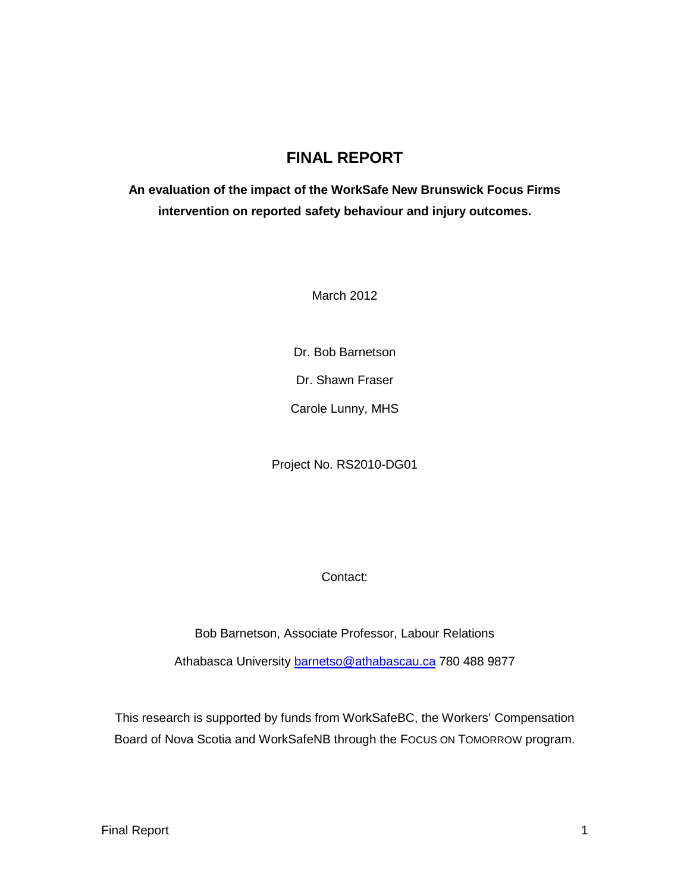# FINAL REPORT

**An evaluation of the impact of the WorkSafe New Brunswick Focus Firms intervention on reported safety behaviour and injury outcomes.**

March 2012

Dr. Bob Barnetson

Dr. Shawn Fraser

Carole Lunny, MHS

Project No. RS2010-DG01

Contact:

Bob Barnetson, Associate Professor, Labour Relations

Athabasca University barnetso@athabascau.ca 780 488 9877

This research is supported by funds from WorkSafeBC, the Workers' Compensation Board of Nova Scotia and WorkSafeNB through the FOCUS ON TOMORROW program.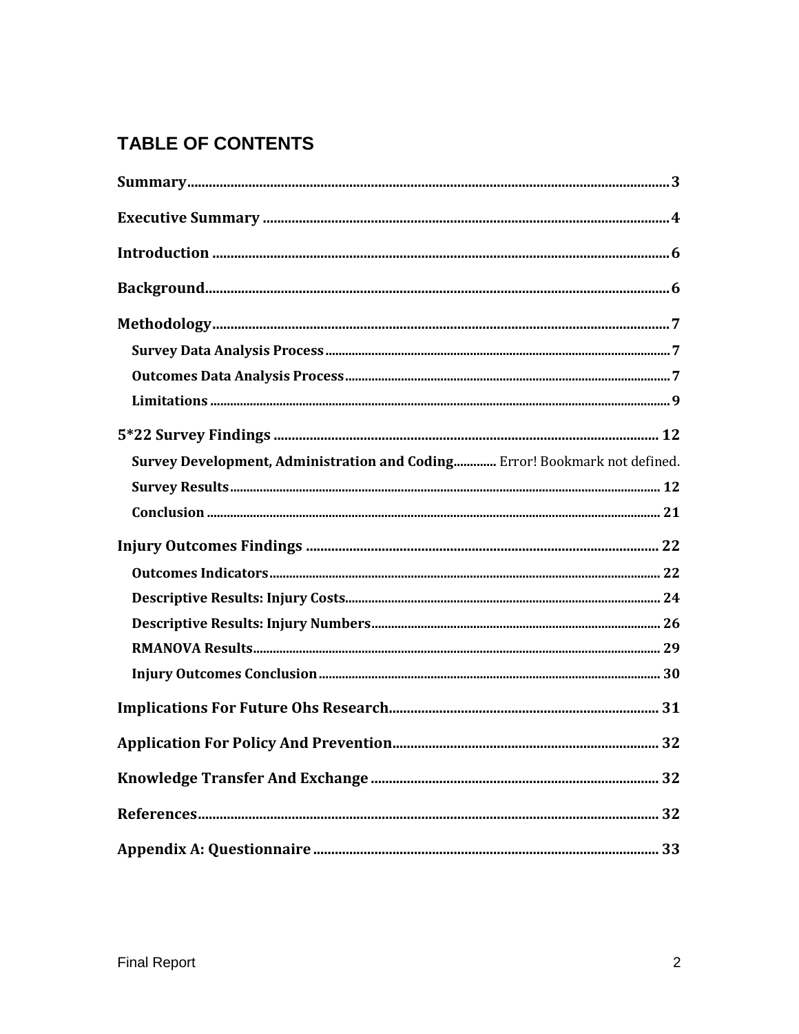# TABLE OF CONTENTS

**Summary** ........................................................................................................................ 3

**Executive Summary** ....................................................................................................... 4

**Introduction** ................................................................................................................... 6

**Background** .................................................................................................................... 6

**Methodology** .................................................................................................................. 7

- **Survey Data Analysis Process** ................................................................................ 7
- **Outcomes Data Analysis Process** ........................................................................... 7
- **Limitations** .............................................................................................................. 9

**5*22 Survey Findings** ................................................................................................... 12

- **Survey Development, Administration and Coding**............. Error! Bookmark not defined.
- **Survey Results** ....................................................................................................... 12
- **Conclusion** ............................................................................................................. 21

**Injury Outcomes Findings** ........................................................................................... 22

- **Outcomes Indicators** ............................................................................................. 22
- **Descriptive Results: Injury Costs** .......................................................................... 24
- **Descriptive Results: Injury Numbers** .................................................................... 26
- **RMANOVA Results** ................................................................................................. 29
- **Injury Outcomes Conclusion** ................................................................................. 30

**Implications For Future Ohs Research** ........................................................................ 31

**Application For Policy And Prevention** ........................................................................ 32

**Knowledge Transfer And Exchange** ............................................................................. 32

**References** ................................................................................................................... 32

**Appendix A: Questionnaire** ......................................................................................... 33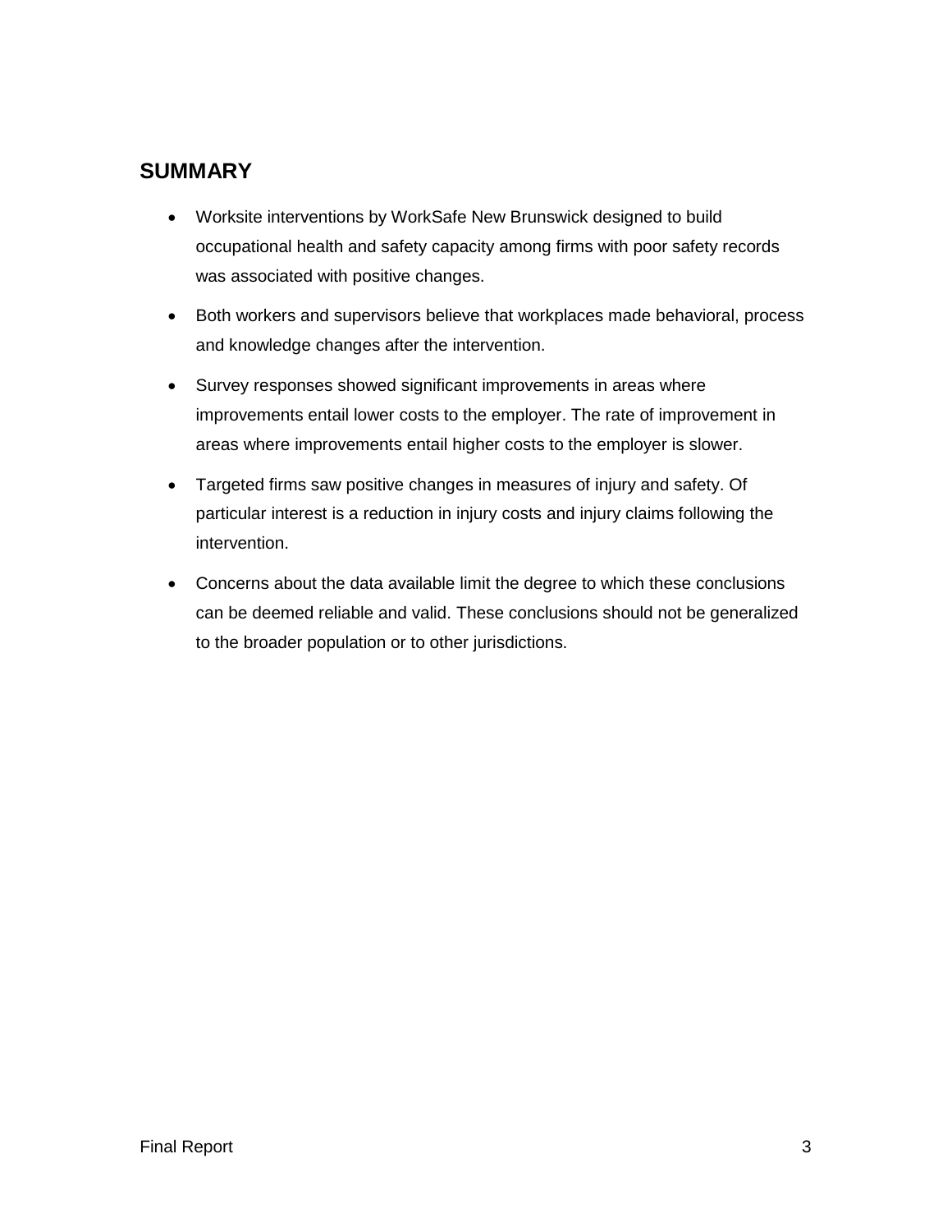## SUMMARY

- Worksite interventions by WorkSafe New Brunswick designed to build occupational health and safety capacity among firms with poor safety records was associated with positive changes.
- Both workers and supervisors believe that workplaces made behavioral, process and knowledge changes after the intervention.
- Survey responses showed significant improvements in areas where improvements entail lower costs to the employer. The rate of improvement in areas where improvements entail higher costs to the employer is slower.
- Targeted firms saw positive changes in measures of injury and safety. Of particular interest is a reduction in injury costs and injury claims following the intervention.
- Concerns about the data available limit the degree to which these conclusions can be deemed reliable and valid. These conclusions should not be generalized to the broader population or to other jurisdictions.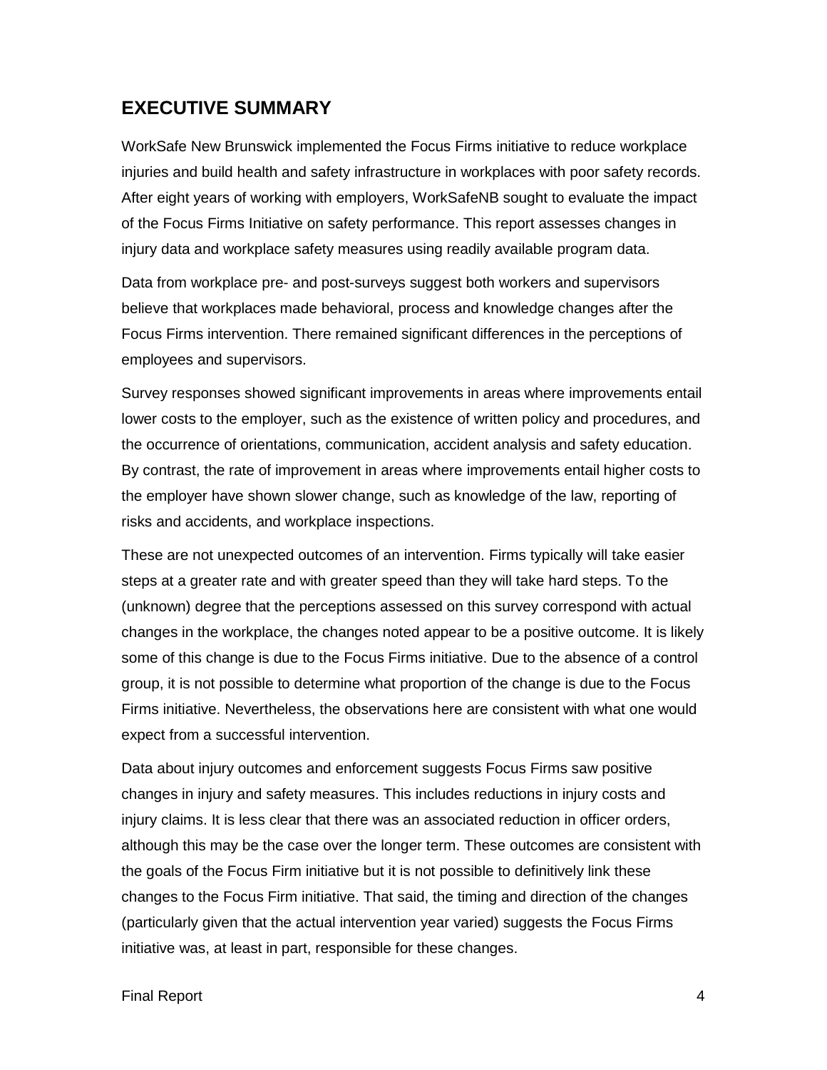## EXECUTIVE SUMMARY

WorkSafe New Brunswick implemented the Focus Firms initiative to reduce workplace injuries and build health and safety infrastructure in workplaces with poor safety records. After eight years of working with employers, WorkSafeNB sought to evaluate the impact of the Focus Firms Initiative on safety performance. This report assesses changes in injury data and workplace safety measures using readily available program data.

Data from workplace pre- and post-surveys suggest both workers and supervisors believe that workplaces made behavioral, process and knowledge changes after the Focus Firms intervention. There remained significant differences in the perceptions of employees and supervisors.

Survey responses showed significant improvements in areas where improvements entail lower costs to the employer, such as the existence of written policy and procedures, and the occurrence of orientations, communication, accident analysis and safety education. By contrast, the rate of improvement in areas where improvements entail higher costs to the employer have shown slower change, such as knowledge of the law, reporting of risks and accidents, and workplace inspections.

These are not unexpected outcomes of an intervention. Firms typically will take easier steps at a greater rate and with greater speed than they will take hard steps. To the (unknown) degree that the perceptions assessed on this survey correspond with actual changes in the workplace, the changes noted appear to be a positive outcome. It is likely some of this change is due to the Focus Firms initiative. Due to the absence of a control group, it is not possible to determine what proportion of the change is due to the Focus Firms initiative. Nevertheless, the observations here are consistent with what one would expect from a successful intervention.

Data about injury outcomes and enforcement suggests Focus Firms saw positive changes in injury and safety measures. This includes reductions in injury costs and injury claims. It is less clear that there was an associated reduction in officer orders, although this may be the case over the longer term. These outcomes are consistent with the goals of the Focus Firm initiative but it is not possible to definitively link these changes to the Focus Firm initiative. That said, the timing and direction of the changes (particularly given that the actual intervention year varied) suggests the Focus Firms initiative was, at least in part, responsible for these changes.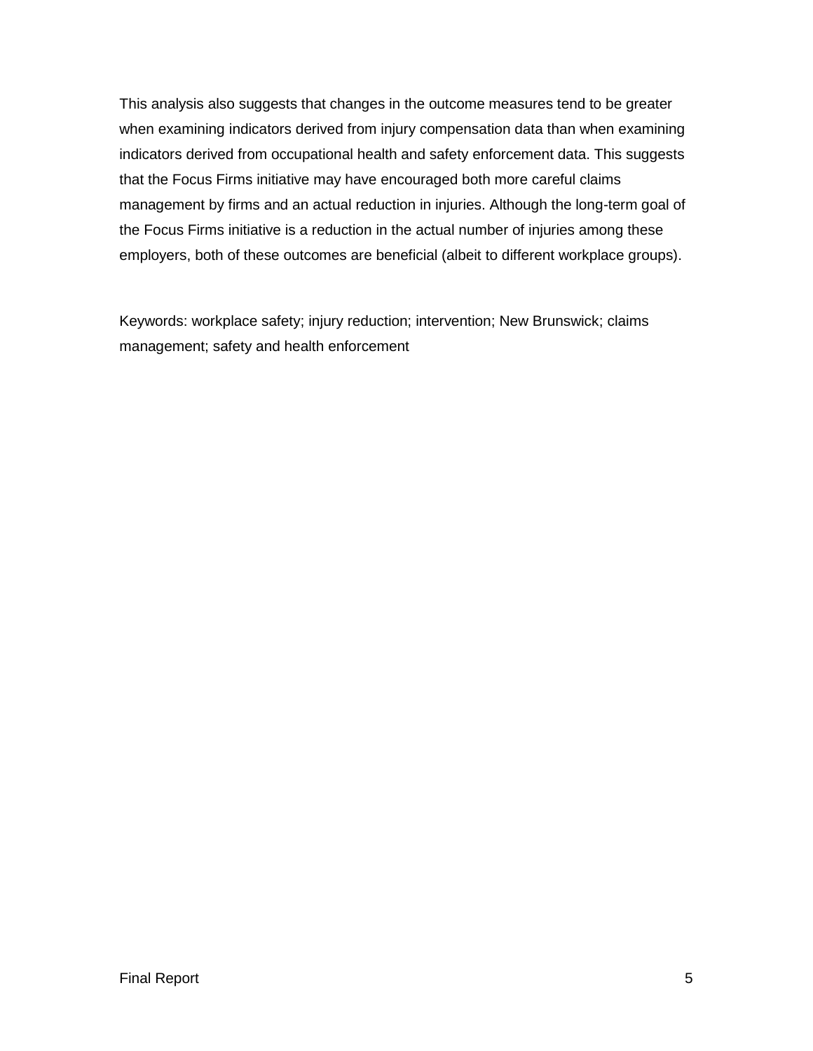This analysis also suggests that changes in the outcome measures tend to be greater when examining indicators derived from injury compensation data than when examining indicators derived from occupational health and safety enforcement data. This suggests that the Focus Firms initiative may have encouraged both more careful claims management by firms and an actual reduction in injuries. Although the long-term goal of the Focus Firms initiative is a reduction in the actual number of injuries among these employers, both of these outcomes are beneficial (albeit to different workplace groups).

Keywords: workplace safety; injury reduction; intervention; New Brunswick; claims management; safety and health enforcement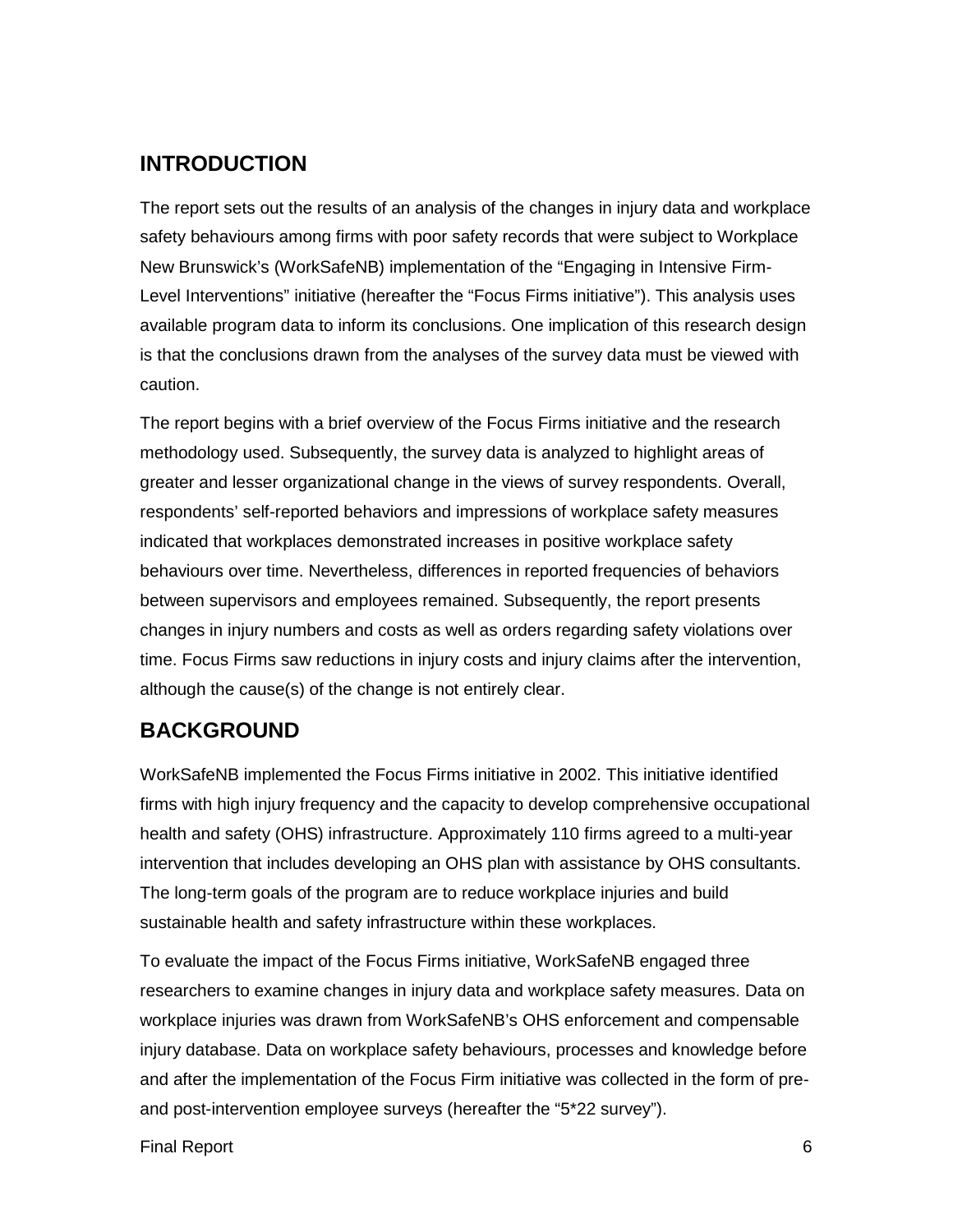## INTRODUCTION

The report sets out the results of an analysis of the changes in injury data and workplace safety behaviours among firms with poor safety records that were subject to Workplace New Brunswick's (WorkSafeNB) implementation of the "Engaging in Intensive Firm-Level Interventions" initiative (hereafter the "Focus Firms initiative"). This analysis uses available program data to inform its conclusions. One implication of this research design is that the conclusions drawn from the analyses of the survey data must be viewed with caution.

The report begins with a brief overview of the Focus Firms initiative and the research methodology used. Subsequently, the survey data is analyzed to highlight areas of greater and lesser organizational change in the views of survey respondents. Overall, respondents' self-reported behaviors and impressions of workplace safety measures indicated that workplaces demonstrated increases in positive workplace safety behaviours over time. Nevertheless, differences in reported frequencies of behaviors between supervisors and employees remained. Subsequently, the report presents changes in injury numbers and costs as well as orders regarding safety violations over time. Focus Firms saw reductions in injury costs and injury claims after the intervention, although the cause(s) of the change is not entirely clear.

## BACKGROUND

WorkSafeNB implemented the Focus Firms initiative in 2002. This initiative identified firms with high injury frequency and the capacity to develop comprehensive occupational health and safety (OHS) infrastructure. Approximately 110 firms agreed to a multi-year intervention that includes developing an OHS plan with assistance by OHS consultants. The long-term goals of the program are to reduce workplace injuries and build sustainable health and safety infrastructure within these workplaces.

To evaluate the impact of the Focus Firms initiative, WorkSafeNB engaged three researchers to examine changes in injury data and workplace safety measures. Data on workplace injuries was drawn from WorkSafeNB's OHS enforcement and compensable injury database. Data on workplace safety behaviours, processes and knowledge before and after the implementation of the Focus Firm initiative was collected in the form of pre- and post-intervention employee surveys (hereafter the "5*22 survey").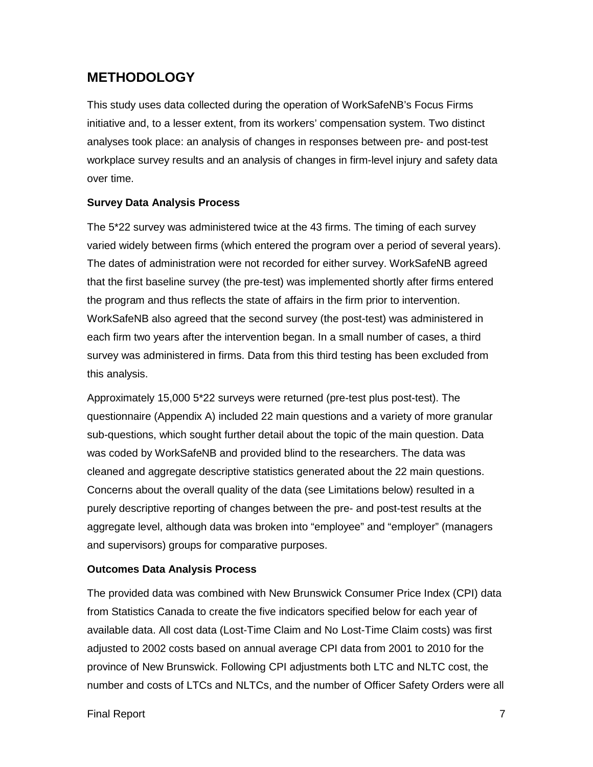## METHODOLOGY

This study uses data collected during the operation of WorkSafeNB's Focus Firms initiative and, to a lesser extent, from its workers' compensation system. Two distinct analyses took place: an analysis of changes in responses between pre- and post-test workplace survey results and an analysis of changes in firm-level injury and safety data over time.

### Survey Data Analysis Process

The 5*22 survey was administered twice at the 43 firms. The timing of each survey varied widely between firms (which entered the program over a period of several years). The dates of administration were not recorded for either survey. WorkSafeNB agreed that the first baseline survey (the pre-test) was implemented shortly after firms entered the program and thus reflects the state of affairs in the firm prior to intervention. WorkSafeNB also agreed that the second survey (the post-test) was administered in each firm two years after the intervention began. In a small number of cases, a third survey was administered in firms. Data from this third testing has been excluded from this analysis.

Approximately 15,000 5*22 surveys were returned (pre-test plus post-test). The questionnaire (Appendix A) included 22 main questions and a variety of more granular sub-questions, which sought further detail about the topic of the main question. Data was coded by WorkSafeNB and provided blind to the researchers. The data was cleaned and aggregate descriptive statistics generated about the 22 main questions. Concerns about the overall quality of the data (see Limitations below) resulted in a purely descriptive reporting of changes between the pre- and post-test results at the aggregate level, although data was broken into "employee" and "employer" (managers and supervisors) groups for comparative purposes.

### Outcomes Data Analysis Process

The provided data was combined with New Brunswick Consumer Price Index (CPI) data from Statistics Canada to create the five indicators specified below for each year of available data. All cost data (Lost-Time Claim and No Lost-Time Claim costs) was first adjusted to 2002 costs based on annual average CPI data from 2001 to 2010 for the province of New Brunswick. Following CPI adjustments both LTC and NLTC cost, the number and costs of LTCs and NLTCs, and the number of Officer Safety Orders were all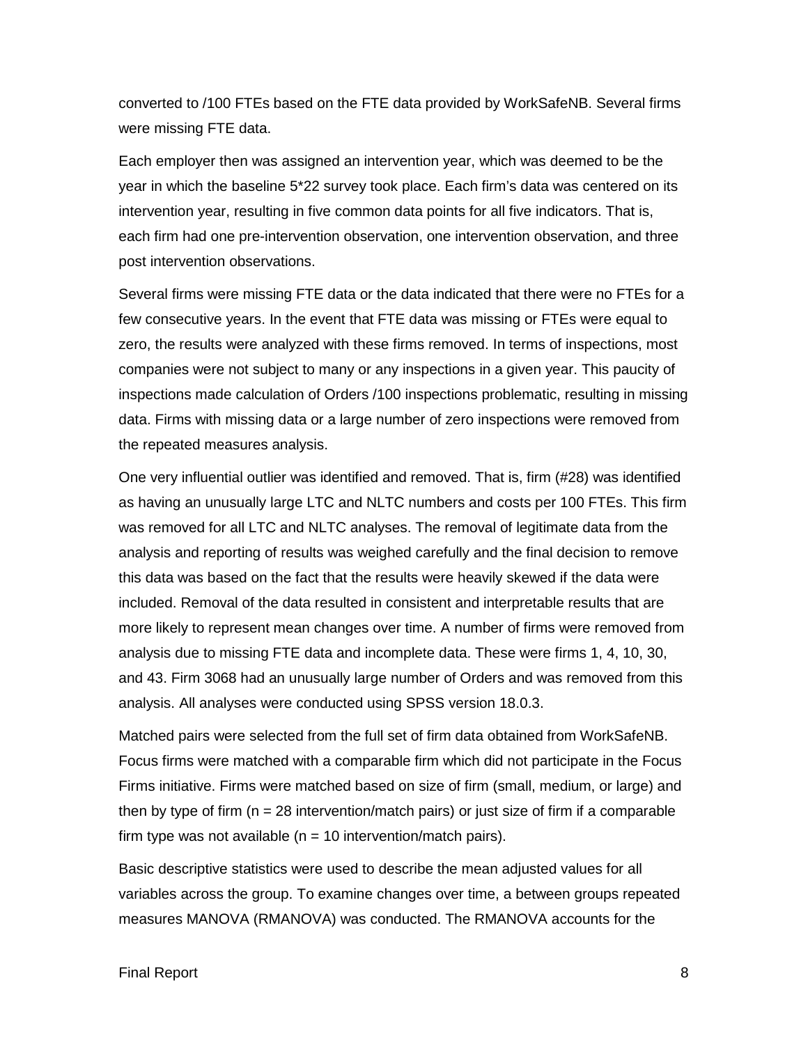converted to /100 FTEs based on the FTE data provided by WorkSafeNB. Several firms were missing FTE data.

Each employer then was assigned an intervention year, which was deemed to be the year in which the baseline 5*22 survey took place. Each firm's data was centered on its intervention year, resulting in five common data points for all five indicators. That is, each firm had one pre-intervention observation, one intervention observation, and three post intervention observations.

Several firms were missing FTE data or the data indicated that there were no FTEs for a few consecutive years. In the event that FTE data was missing or FTEs were equal to zero, the results were analyzed with these firms removed. In terms of inspections, most companies were not subject to many or any inspections in a given year. This paucity of inspections made calculation of Orders /100 inspections problematic, resulting in missing data. Firms with missing data or a large number of zero inspections were removed from the repeated measures analysis.

One very influential outlier was identified and removed. That is, firm (#28) was identified as having an unusually large LTC and NLTC numbers and costs per 100 FTEs. This firm was removed for all LTC and NLTC analyses. The removal of legitimate data from the analysis and reporting of results was weighed carefully and the final decision to remove this data was based on the fact that the results were heavily skewed if the data were included. Removal of the data resulted in consistent and interpretable results that are more likely to represent mean changes over time. A number of firms were removed from analysis due to missing FTE data and incomplete data. These were firms 1, 4, 10, 30, and 43. Firm 3068 had an unusually large number of Orders and was removed from this analysis. All analyses were conducted using SPSS version 18.0.3.

Matched pairs were selected from the full set of firm data obtained from WorkSafeNB. Focus firms were matched with a comparable firm which did not participate in the Focus Firms initiative. Firms were matched based on size of firm (small, medium, or large) and then by type of firm (n = 28 intervention/match pairs) or just size of firm if a comparable firm type was not available (n = 10 intervention/match pairs).

Basic descriptive statistics were used to describe the mean adjusted values for all variables across the group. To examine changes over time, a between groups repeated measures MANOVA (RMANOVA) was conducted. The RMANOVA accounts for the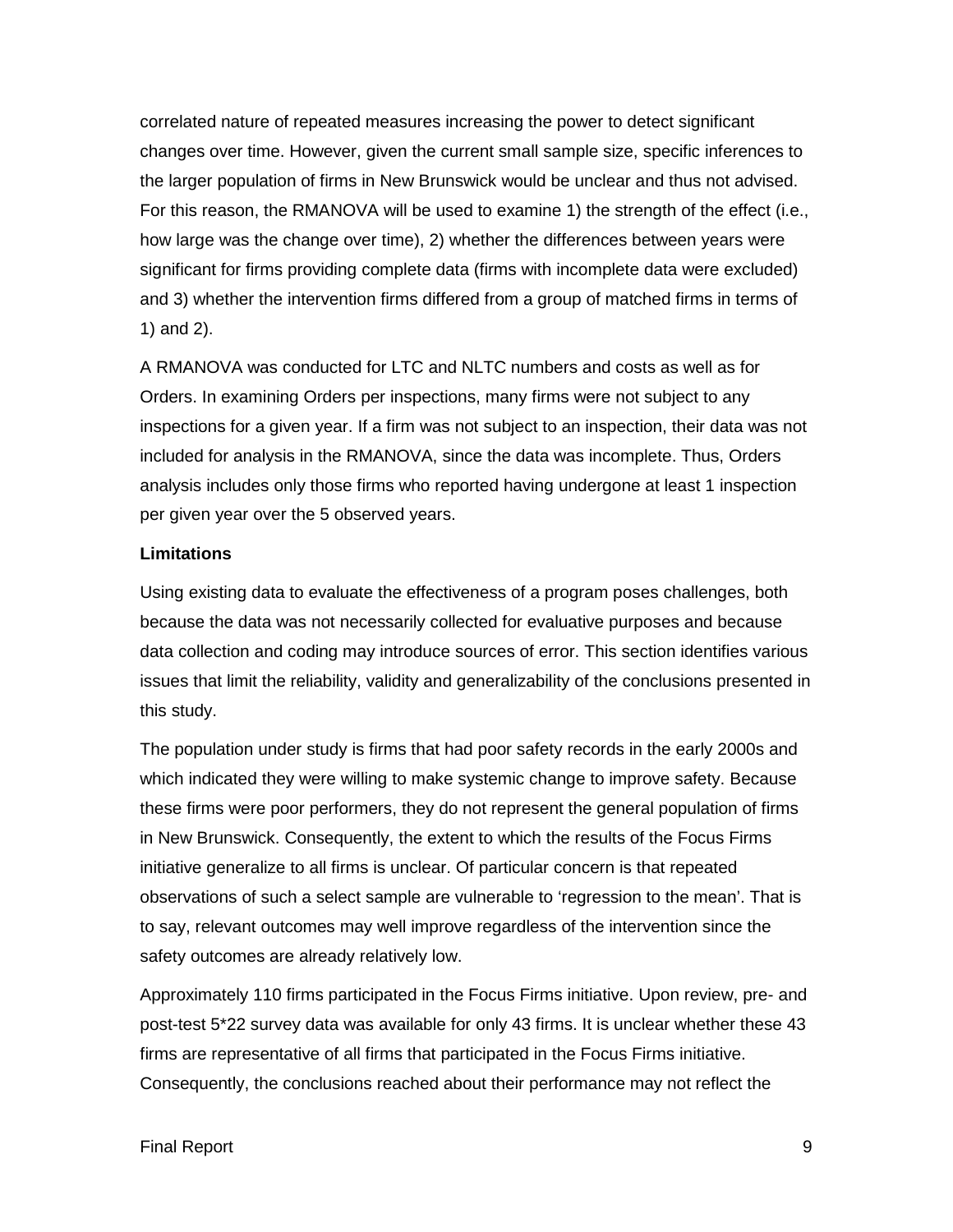correlated nature of repeated measures increasing the power to detect significant changes over time. However, given the current small sample size, specific inferences to the larger population of firms in New Brunswick would be unclear and thus not advised. For this reason, the RMANOVA will be used to examine 1) the strength of the effect (i.e., how large was the change over time), 2) whether the differences between years were significant for firms providing complete data (firms with incomplete data were excluded) and 3) whether the intervention firms differed from a group of matched firms in terms of 1) and 2).

A RMANOVA was conducted for LTC and NLTC numbers and costs as well as for Orders. In examining Orders per inspections, many firms were not subject to any inspections for a given year. If a firm was not subject to an inspection, their data was not included for analysis in the RMANOVA, since the data was incomplete. Thus, Orders analysis includes only those firms who reported having undergone at least 1 inspection per given year over the 5 observed years.

**Limitations**

Using existing data to evaluate the effectiveness of a program poses challenges, both because the data was not necessarily collected for evaluative purposes and because data collection and coding may introduce sources of error. This section identifies various issues that limit the reliability, validity and generalizability of the conclusions presented in this study.

The population under study is firms that had poor safety records in the early 2000s and which indicated they were willing to make systemic change to improve safety. Because these firms were poor performers, they do not represent the general population of firms in New Brunswick. Consequently, the extent to which the results of the Focus Firms initiative generalize to all firms is unclear. Of particular concern is that repeated observations of such a select sample are vulnerable to 'regression to the mean'. That is to say, relevant outcomes may well improve regardless of the intervention since the safety outcomes are already relatively low.

Approximately 110 firms participated in the Focus Firms initiative. Upon review, pre- and post-test 5*22 survey data was available for only 43 firms. It is unclear whether these 43 firms are representative of all firms that participated in the Focus Firms initiative. Consequently, the conclusions reached about their performance may not reflect the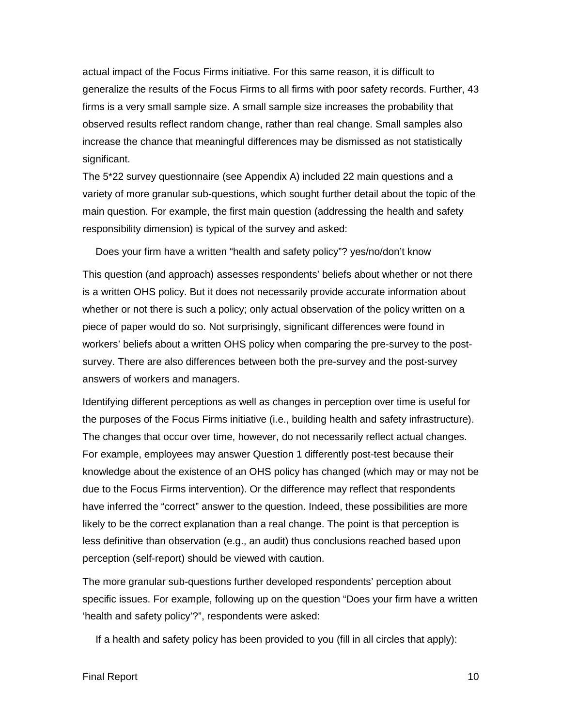actual impact of the Focus Firms initiative. For this same reason, it is difficult to generalize the results of the Focus Firms to all firms with poor safety records. Further, 43 firms is a very small sample size. A small sample size increases the probability that observed results reflect random change, rather than real change. Small samples also increase the chance that meaningful differences may be dismissed as not statistically significant.

The 5*22 survey questionnaire (see Appendix A) included 22 main questions and a variety of more granular sub-questions, which sought further detail about the topic of the main question. For example, the first main question (addressing the health and safety responsibility dimension) is typical of the survey and asked:

> Does your firm have a written "health and safety policy"? yes/no/don't know

This question (and approach) assesses respondents' beliefs about whether or not there is a written OHS policy. But it does not necessarily provide accurate information about whether or not there is such a policy; only actual observation of the policy written on a piece of paper would do so. Not surprisingly, significant differences were found in workers' beliefs about a written OHS policy when comparing the pre-survey to the post-survey. There are also differences between both the pre-survey and the post-survey answers of workers and managers.

Identifying different perceptions as well as changes in perception over time is useful for the purposes of the Focus Firms initiative (i.e., building health and safety infrastructure). The changes that occur over time, however, do not necessarily reflect actual changes. For example, employees may answer Question 1 differently post-test because their knowledge about the existence of an OHS policy has changed (which may or may not be due to the Focus Firms intervention). Or the difference may reflect that respondents have inferred the "correct" answer to the question. Indeed, these possibilities are more likely to be the correct explanation than a real change. The point is that perception is less definitive than observation (e.g., an audit) thus conclusions reached based upon perception (self-report) should be viewed with caution.

The more granular sub-questions further developed respondents' perception about specific issues. For example, following up on the question "Does your firm have a written 'health and safety policy'?", respondents were asked:

> If a health and safety policy has been provided to you (fill in all circles that apply):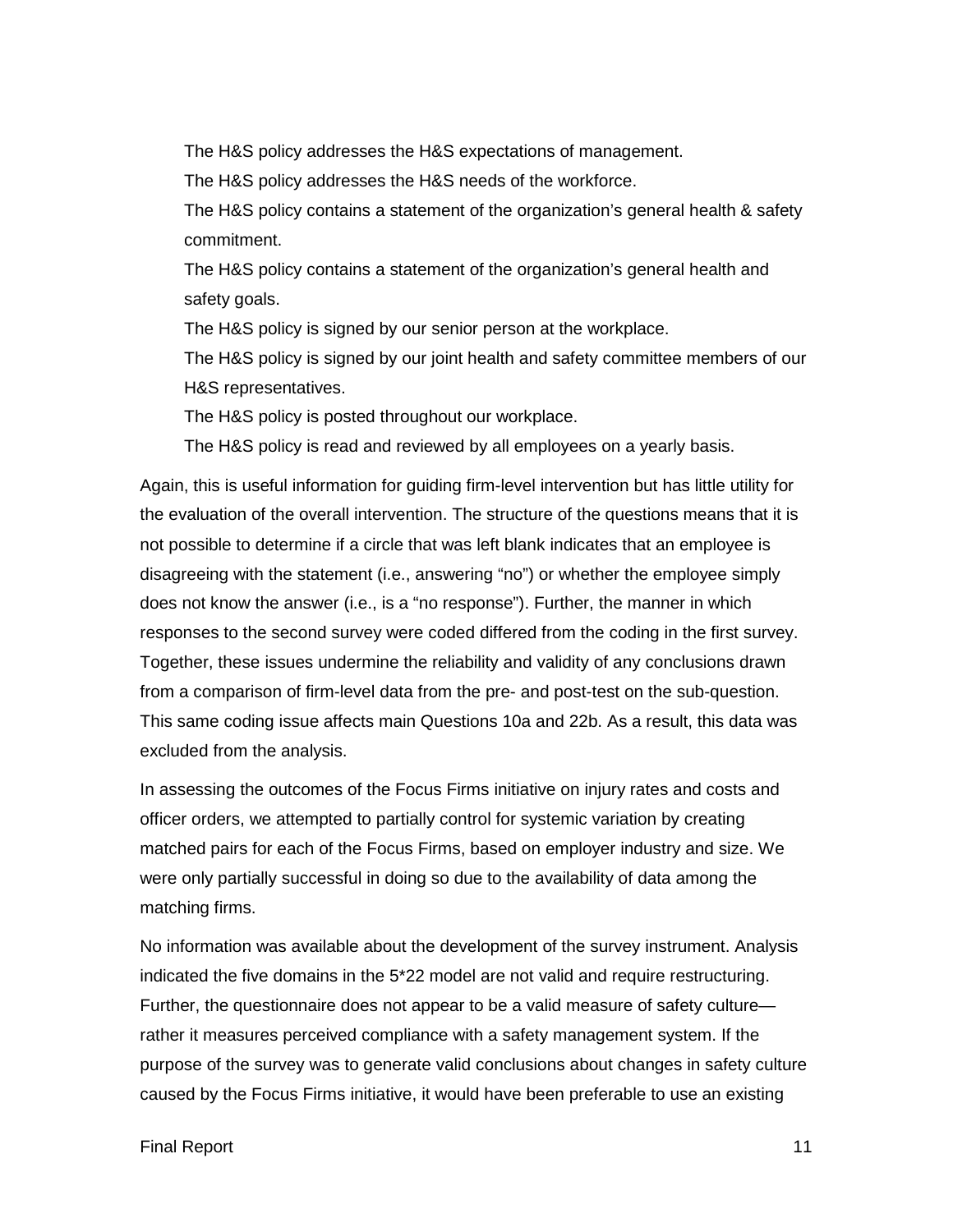The H&S policy addresses the H&S expectations of management.

The H&S policy addresses the H&S needs of the workforce.

The H&S policy contains a statement of the organization's general health & safety commitment.

The H&S policy contains a statement of the organization's general health and safety goals.

The H&S policy is signed by our senior person at the workplace.

The H&S policy is signed by our joint health and safety committee members of our H&S representatives.

The H&S policy is posted throughout our workplace.

The H&S policy is read and reviewed by all employees on a yearly basis.

Again, this is useful information for guiding firm-level intervention but has little utility for the evaluation of the overall intervention. The structure of the questions means that it is not possible to determine if a circle that was left blank indicates that an employee is disagreeing with the statement (i.e., answering "no") or whether the employee simply does not know the answer (i.e., is a "no response"). Further, the manner in which responses to the second survey were coded differed from the coding in the first survey. Together, these issues undermine the reliability and validity of any conclusions drawn from a comparison of firm-level data from the pre- and post-test on the sub-question. This same coding issue affects main Questions 10a and 22b. As a result, this data was excluded from the analysis.

In assessing the outcomes of the Focus Firms initiative on injury rates and costs and officer orders, we attempted to partially control for systemic variation by creating matched pairs for each of the Focus Firms, based on employer industry and size. We were only partially successful in doing so due to the availability of data among the matching firms.

No information was available about the development of the survey instrument. Analysis indicated the five domains in the 5*22 model are not valid and require restructuring. Further, the questionnaire does not appear to be a valid measure of safety culture—rather it measures perceived compliance with a safety management system. If the purpose of the survey was to generate valid conclusions about changes in safety culture caused by the Focus Firms initiative, it would have been preferable to use an existing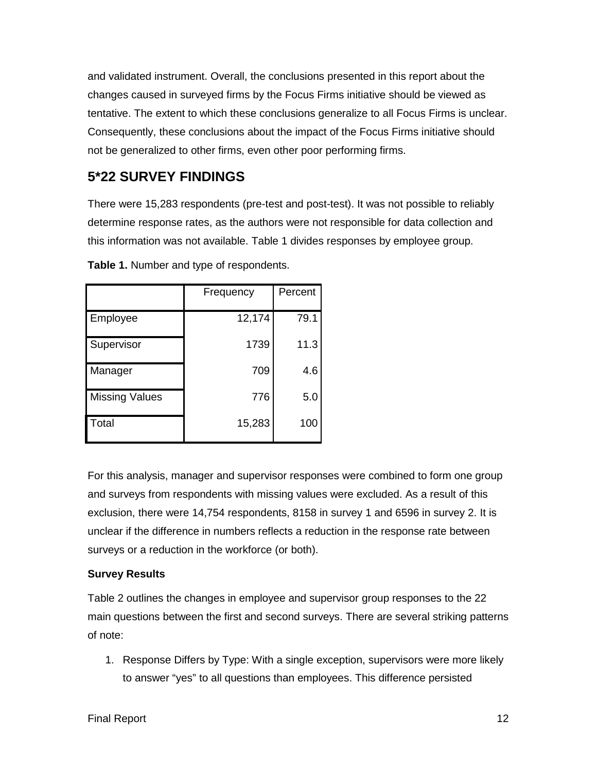and validated instrument. Overall, the conclusions presented in this report about the changes caused in surveyed firms by the Focus Firms initiative should be viewed as tentative. The extent to which these conclusions generalize to all Focus Firms is unclear. Consequently, these conclusions about the impact of the Focus Firms initiative should not be generalized to other firms, even other poor performing firms.

## 5*22 SURVEY FINDINGS

There were 15,283 respondents (pre-test and post-test). It was not possible to reliably determine response rates, as the authors were not responsible for data collection and this information was not available. Table 1 divides responses by employee group.

**Table 1.** Number and type of respondents.

| | Frequency | Percent |
|---|---|---|
| Employee | 12,174 | 79.1 |
| Supervisor | 1739 | 11.3 |
| Manager | 709 | 4.6 |
| Missing Values | 776 | 5.0 |
| Total | 15,283 | 100 |

For this analysis, manager and supervisor responses were combined to form one group and surveys from respondents with missing values were excluded. As a result of this exclusion, there were 14,754 respondents, 8158 in survey 1 and 6596 in survey 2. It is unclear if the difference in numbers reflects a reduction in the response rate between surveys or a reduction in the workforce (or both).

**Survey Results**

Table 2 outlines the changes in employee and supervisor group responses to the 22 main questions between the first and second surveys. There are several striking patterns of note:

1. Response Differs by Type: With a single exception, supervisors were more likely to answer "yes" to all questions than employees. This difference persisted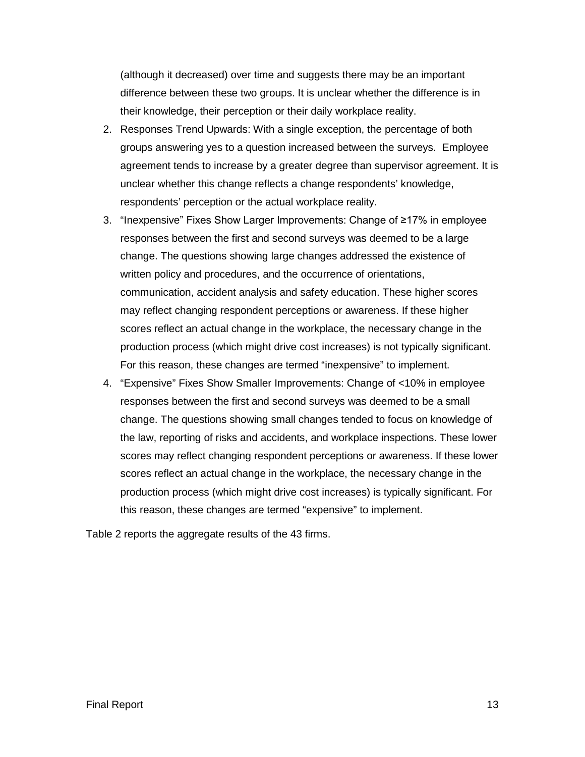(although it decreased) over time and suggests there may be an important difference between these two groups. It is unclear whether the difference is in their knowledge, their perception or their daily workplace reality.

2. Responses Trend Upwards: With a single exception, the percentage of both groups answering yes to a question increased between the surveys. Employee agreement tends to increase by a greater degree than supervisor agreement. It is unclear whether this change reflects a change respondents' knowledge, respondents' perception or the actual workplace reality.
3. "Inexpensive" Fixes Show Larger Improvements: Change of ≥17% in employee responses between the first and second surveys was deemed to be a large change. The questions showing large changes addressed the existence of written policy and procedures, and the occurrence of orientations, communication, accident analysis and safety education. These higher scores may reflect changing respondent perceptions or awareness. If these higher scores reflect an actual change in the workplace, the necessary change in the production process (which might drive cost increases) is not typically significant. For this reason, these changes are termed "inexpensive" to implement.
4. "Expensive" Fixes Show Smaller Improvements: Change of <10% in employee responses between the first and second surveys was deemed to be a small change. The questions showing small changes tended to focus on knowledge of the law, reporting of risks and accidents, and workplace inspections. These lower scores may reflect changing respondent perceptions or awareness. If these lower scores reflect an actual change in the workplace, the necessary change in the production process (which might drive cost increases) is typically significant. For this reason, these changes are termed "expensive" to implement.

Table 2 reports the aggregate results of the 43 firms.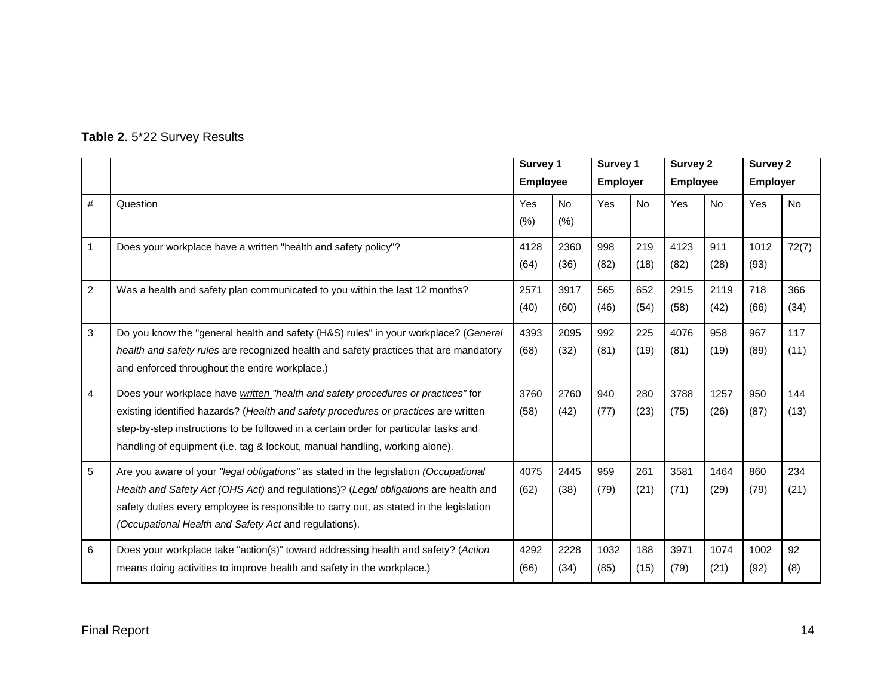**Table 2**. 5*22 Survey Results

| | | Survey 1 Employee | | Survey 1 Employer | | Survey 2 Employee | | Survey 2 Employer | |
|---|---|---|---|---|---|---|---|---|---|
| # | Question | Yes (%) | No (%) | Yes | No | Yes | No | Yes | No |
| 1 | Does your workplace have a written "health and safety policy"? | 4128 (64) | 2360 (36) | 998 (82) | 219 (18) | 4123 (82) | 911 (28) | 1012 (93) | 72(7) |
| 2 | Was a health and safety plan communicated to you within the last 12 months? | 2571 (40) | 3917 (60) | 565 (46) | 652 (54) | 2915 (58) | 2119 (42) | 718 (66) | 366 (34) |
| 3 | Do you know the "general health and safety (H&S) rules" in your workplace? (*General health and safety rules* are recognized health and safety practices that are mandatory and enforced throughout the entire workplace.) | 4393 (68) | 2095 (32) | 992 (81) | 225 (19) | 4076 (81) | 958 (19) | 967 (89) | 117 (11) |
| 4 | Does your workplace have *written "health and safety procedures or practices"* for existing identified hazards? (*Health and safety procedures or practices* are written step-by-step instructions to be followed in a certain order for particular tasks and handling of equipment (i.e. tag & lockout, manual handling, working alone). | 3760 (58) | 2760 (42) | 940 (77) | 280 (23) | 3788 (75) | 1257 (26) | 950 (87) | 144 (13) |
| 5 | Are you aware of your *"legal obligations"* as stated in the legislation *(Occupational Health and Safety Act (OHS Act)* and regulations)? (*Legal obligations* are health and safety duties every employee is responsible to carry out, as stated in the legislation *(Occupational Health and Safety Act* and regulations). | 4075 (62) | 2445 (38) | 959 (79) | 261 (21) | 3581 (71) | 1464 (29) | 860 (79) | 234 (21) |
| 6 | Does your workplace take "action(s)" toward addressing health and safety? (*Action* means doing activities to improve health and safety in the workplace.) | 4292 (66) | 2228 (34) | 1032 (85) | 188 (15) | 3971 (79) | 1074 (21) | 1002 (92) | 92 (8) |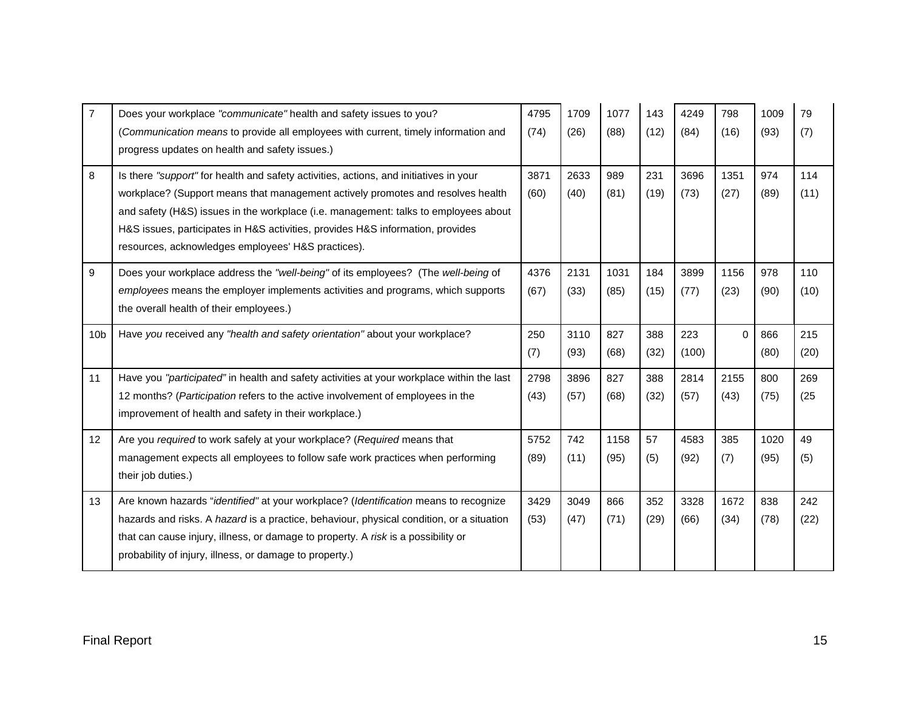| | | | | | | | | | |
|---|---|---|---|---|---|---|---|---|---|
| 7 | Does your workplace *"communicate"* health and safety issues to you? (*Communication means* to provide all employees with current, timely information and progress updates on health and safety issues.) | 4795 (74) | 1709 (26) | 1077 (88) | 143 (12) | 4249 (84) | 798 (16) | 1009 (93) | 79 (7) |
| 8 | Is there *"support"* for health and safety activities, actions, and initiatives in your workplace? (Support means that management actively promotes and resolves health and safety (H&S) issues in the workplace (i.e. management: talks to employees about H&S issues, participates in H&S activities, provides H&S information, provides resources, acknowledges employees' H&S practices). | 3871 (60) | 2633 (40) | 989 (81) | 231 (19) | 3696 (73) | 1351 (27) | 974 (89) | 114 (11) |
| 9 | Does your workplace address the *"well-being"* of its employees? (The *well-being* of *employees* means the employer implements activities and programs, which supports the overall health of their employees.) | 4376 (67) | 2131 (33) | 1031 (85) | 184 (15) | 3899 (77) | 1156 (23) | 978 (90) | 110 (10) |
| 10b | Have *you* received any *"health and safety orientation"* about your workplace? | 250 (7) | 3110 (93) | 827 (68) | 388 (32) | 223 (100) | 0 | 866 (80) | 215 (20) |
| 11 | Have you *"participated"* in health and safety activities at your workplace within the last 12 months? (*Participation* refers to the active involvement of employees in the improvement of health and safety in their workplace.) | 2798 (43) | 3896 (57) | 827 (68) | 388 (32) | 2814 (57) | 2155 (43) | 800 (75) | 269 (25 |
| 12 | Are you *required* to work safely at your workplace? (*Required* means that management expects all employees to follow safe work practices when performing their job duties.) | 5752 (89) | 742 (11) | 1158 (95) | 57 (5) | 4583 (92) | 385 (7) | 1020 (95) | 49 (5) |
| 13 | Are known hazards "*identified"* at your workplace? (*Identification* means to recognize hazards and risks. A *hazard* is a practice, behaviour, physical condition, or a situation that can cause injury, illness, or damage to property. A *risk* is a possibility or probability of injury, illness, or damage to property.) | 3429 (53) | 3049 (47) | 866 (71) | 352 (29) | 3328 (66) | 1672 (34) | 838 (78) | 242 (22) |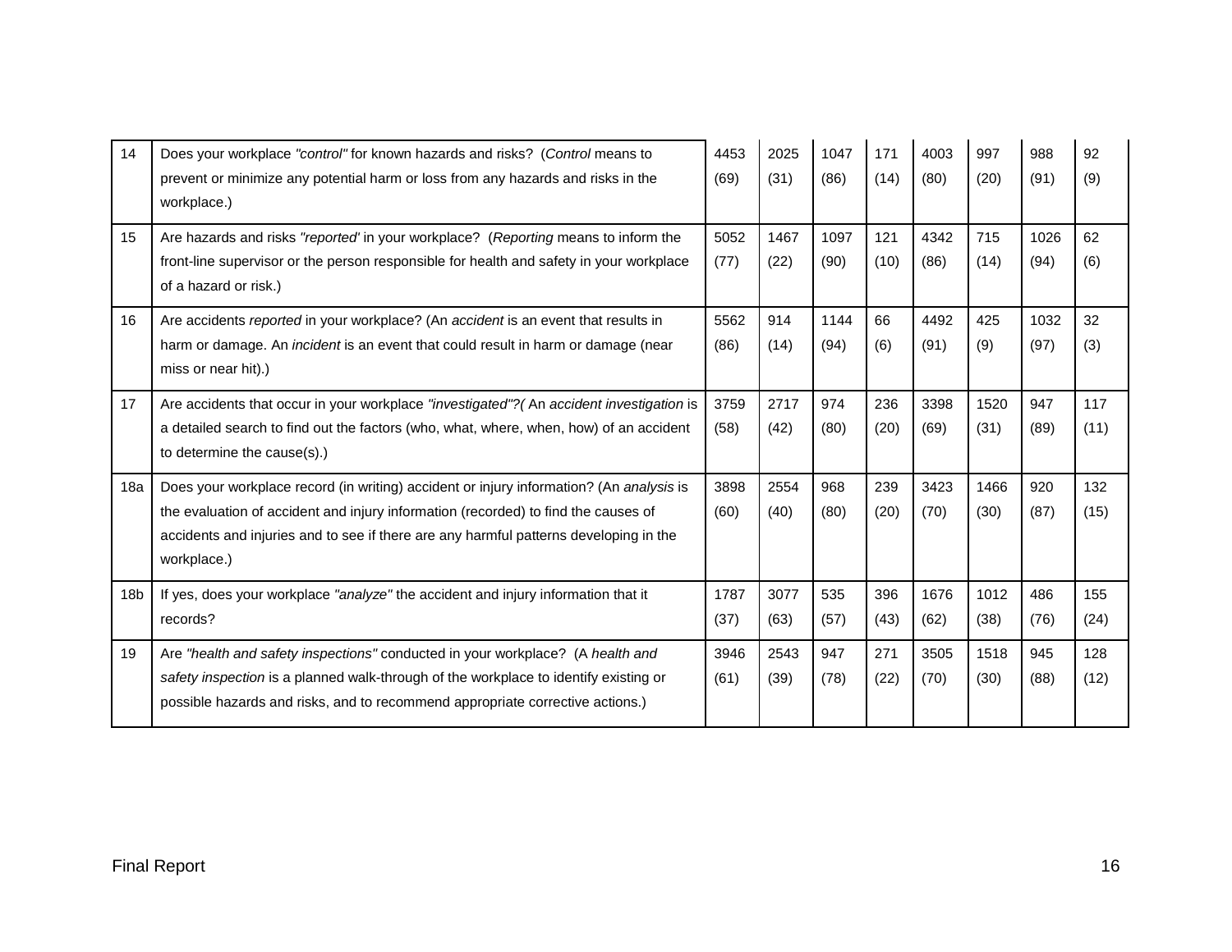| | | | | | | | | | |
|---|---|---|---|---|---|---|---|---|---|
| 14 | Does your workplace *"control"* for known hazards and risks? (*Control* means to prevent or minimize any potential harm or loss from any hazards and risks in the workplace.) | 4453 (69) | 2025 (31) | 1047 (86) | 171 (14) | 4003 (80) | 997 (20) | 988 (91) | 92 (9) |
| 15 | Are hazards and risks *"reported'* in your workplace? (*Reporting* means to inform the front-line supervisor or the person responsible for health and safety in your workplace of a hazard or risk.) | 5052 (77) | 1467 (22) | 1097 (90) | 121 (10) | 4342 (86) | 715 (14) | 1026 (94) | 62 (6) |
| 16 | Are accidents *reported* in your workplace? (An *accident* is an event that results in harm or damage. An *incident* is an event that could result in harm or damage (near miss or near hit).) | 5562 (86) | 914 (14) | 1144 (94) | 66 (6) | 4492 (91) | 425 (9) | 1032 (97) | 32 (3) |
| 17 | Are accidents that occur in your workplace *"investigated"?(* An *accident investigation* is a detailed search to find out the factors (who, what, where, when, how) of an accident to determine the cause(s).) | 3759 (58) | 2717 (42) | 974 (80) | 236 (20) | 3398 (69) | 1520 (31) | 947 (89) | 117 (11) |
| 18a | Does your workplace record (in writing) accident or injury information? (An *analysis* is the evaluation of accident and injury information (recorded) to find the causes of accidents and injuries and to see if there are any harmful patterns developing in the workplace.) | 3898 (60) | 2554 (40) | 968 (80) | 239 (20) | 3423 (70) | 1466 (30) | 920 (87) | 132 (15) |
| 18b | If yes, does your workplace *"analyze"* the accident and injury information that it records? | 1787 (37) | 3077 (63) | 535 (57) | 396 (43) | 1676 (62) | 1012 (38) | 486 (76) | 155 (24) |
| 19 | Are *"health and safety inspections"* conducted in your workplace? (A *health and safety inspection* is a planned walk-through of the workplace to identify existing or possible hazards and risks, and to recommend appropriate corrective actions.) | 3946 (61) | 2543 (39) | 947 (78) | 271 (22) | 3505 (70) | 1518 (30) | 945 (88) | 128 (12) |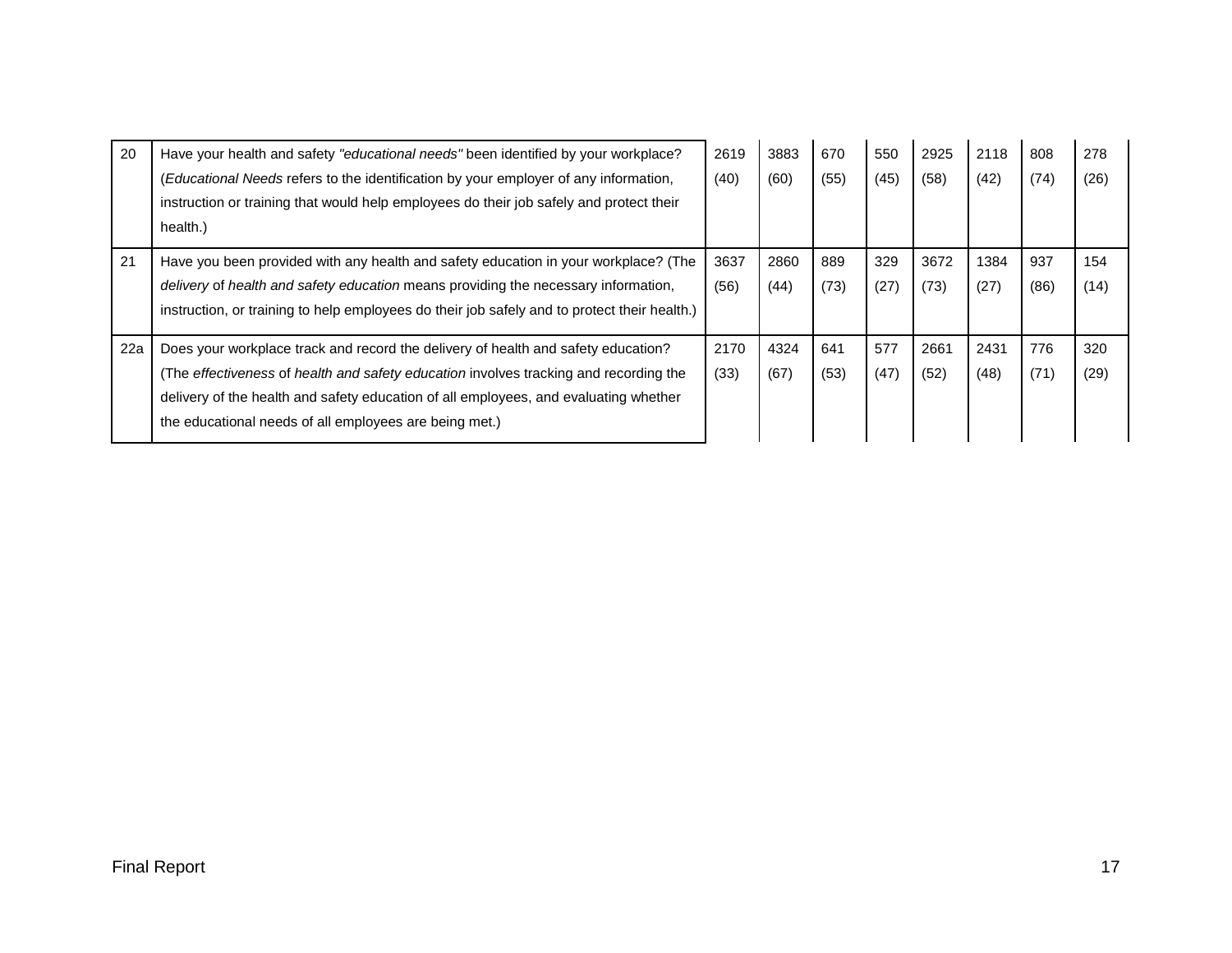| | | | | | | | | | |
|---|---|---|---|---|---|---|---|---|---|
| 20 | Have your health and safety *"educational needs"* been identified by your workplace? (*Educational Needs* refers to the identification by your employer of any information, instruction or training that would help employees do their job safely and protect their health.) | 2619 (40) | 3883 (60) | 670 (55) | 550 (45) | 2925 (58) | 2118 (42) | 808 (74) | 278 (26) |
| 21 | Have you been provided with any health and safety education in your workplace? (The *delivery* of *health and safety education* means providing the necessary information, instruction, or training to help employees do their job safely and to protect their health.) | 3637 (56) | 2860 (44) | 889 (73) | 329 (27) | 3672 (73) | 1384 (27) | 937 (86) | 154 (14) |
| 22a | Does your workplace track and record the delivery of health and safety education? (The *effectiveness* of *health and safety education* involves tracking and recording the delivery of the health and safety education of all employees, and evaluating whether the educational needs of all employees are being met.) | 2170 (33) | 4324 (67) | 641 (53) | 577 (47) | 2661 (52) | 2431 (48) | 776 (71) | 320 (29) |

Final Report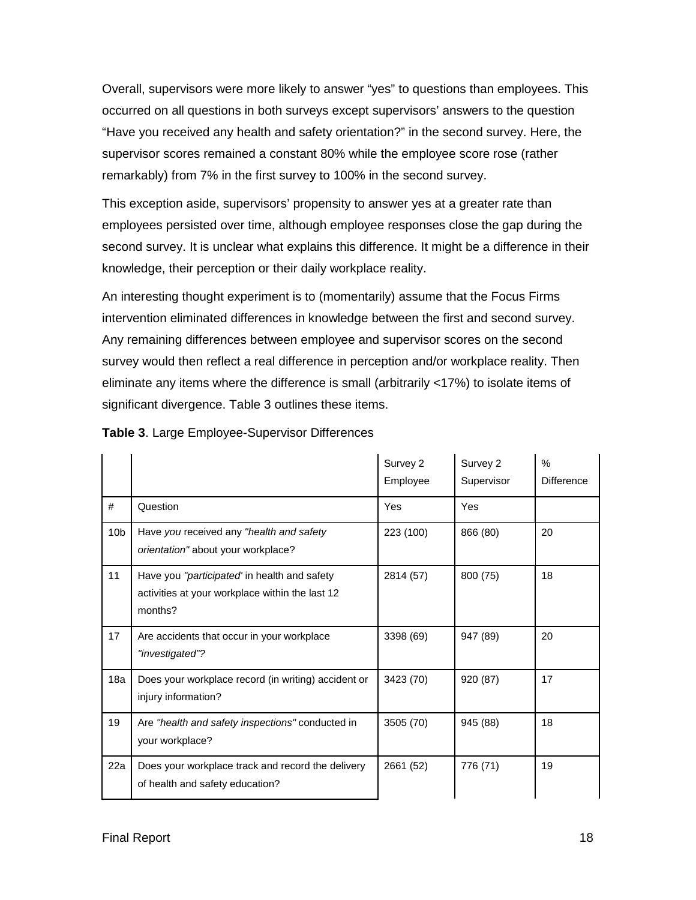Overall, supervisors were more likely to answer "yes" to questions than employees. This occurred on all questions in both surveys except supervisors' answers to the question "Have you received any health and safety orientation?" in the second survey. Here, the supervisor scores remained a constant 80% while the employee score rose (rather remarkably) from 7% in the first survey to 100% in the second survey.

This exception aside, supervisors' propensity to answer yes at a greater rate than employees persisted over time, although employee responses close the gap during the second survey. It is unclear what explains this difference. It might be a difference in their knowledge, their perception or their daily workplace reality.

An interesting thought experiment is to (momentarily) assume that the Focus Firms intervention eliminated differences in knowledge between the first and second survey. Any remaining differences between employee and supervisor scores on the second survey would then reflect a real difference in perception and/or workplace reality. Then eliminate any items where the difference is small (arbitrarily <17%) to isolate items of significant divergence. Table 3 outlines these items.

**Table 3**. Large Employee-Supervisor Differences

| | | Survey 2 Employee | Survey 2 Supervisor | % Difference |
|---|---|---|---|---|
| # | Question | Yes | Yes | |
| 10b | Have *you* received any *"health and safety orientation"* about your workplace? | 223 (100) | 866 (80) | 20 |
| 11 | Have you *"participated'* in health and safety activities at your workplace within the last 12 months? | 2814 (57) | 800 (75) | 18 |
| 17 | Are accidents that occur in your workplace *"investigated"?* | 3398 (69) | 947 (89) | 20 |
| 18a | Does your workplace record (in writing) accident or injury information? | 3423 (70) | 920 (87) | 17 |
| 19 | Are *"health and safety inspections"* conducted in your workplace? | 3505 (70) | 945 (88) | 18 |
| 22a | Does your workplace track and record the delivery of health and safety education? | 2661 (52) | 776 (71) | 19 |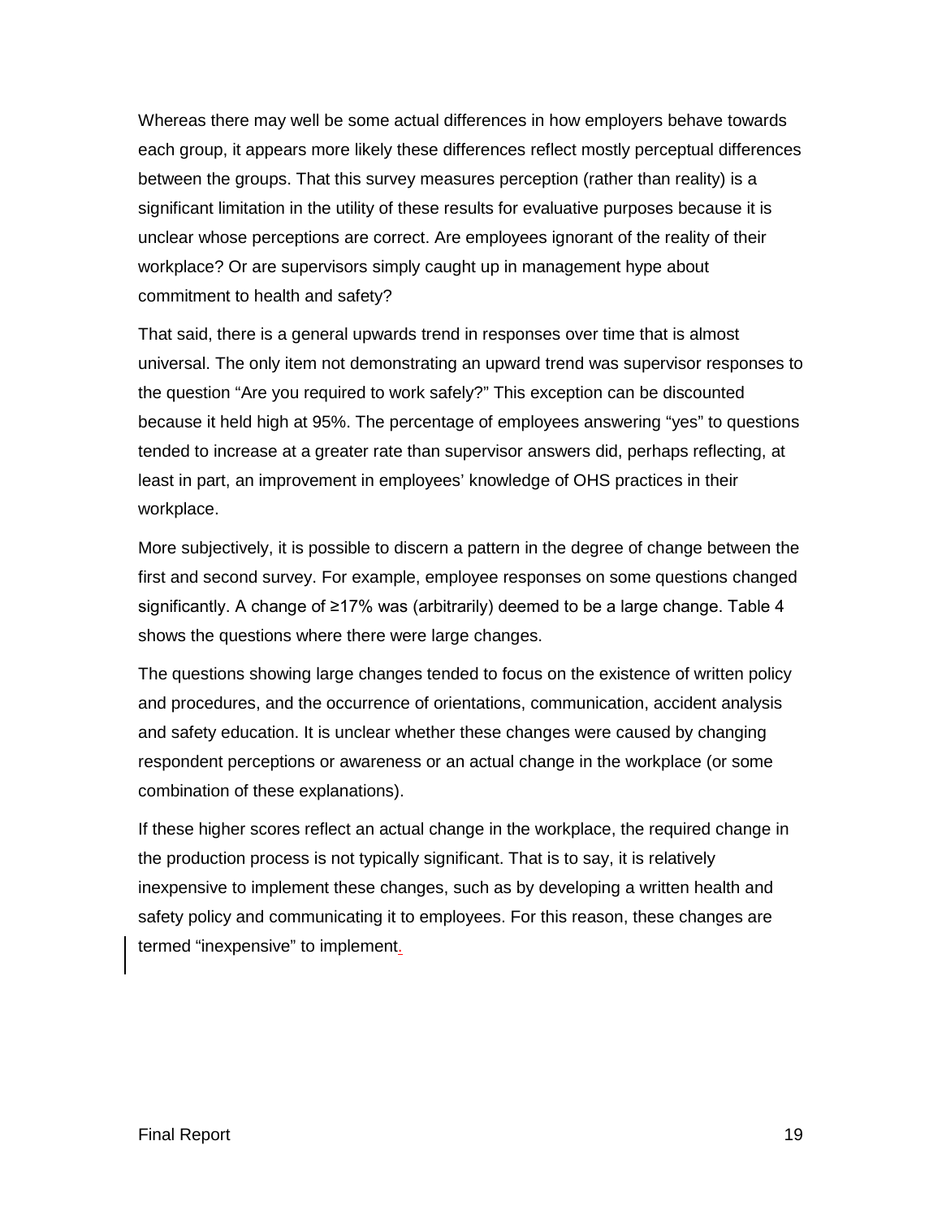Whereas there may well be some actual differences in how employers behave towards each group, it appears more likely these differences reflect mostly perceptual differences between the groups. That this survey measures perception (rather than reality) is a significant limitation in the utility of these results for evaluative purposes because it is unclear whose perceptions are correct. Are employees ignorant of the reality of their workplace? Or are supervisors simply caught up in management hype about commitment to health and safety?

That said, there is a general upwards trend in responses over time that is almost universal. The only item not demonstrating an upward trend was supervisor responses to the question "Are you required to work safely?" This exception can be discounted because it held high at 95%. The percentage of employees answering "yes" to questions tended to increase at a greater rate than supervisor answers did, perhaps reflecting, at least in part, an improvement in employees' knowledge of OHS practices in their workplace.

More subjectively, it is possible to discern a pattern in the degree of change between the first and second survey. For example, employee responses on some questions changed significantly. A change of ≥17% was (arbitrarily) deemed to be a large change. Table 4 shows the questions where there were large changes.

The questions showing large changes tended to focus on the existence of written policy and procedures, and the occurrence of orientations, communication, accident analysis and safety education. It is unclear whether these changes were caused by changing respondent perceptions or awareness or an actual change in the workplace (or some combination of these explanations).

If these higher scores reflect an actual change in the workplace, the required change in the production process is not typically significant. That is to say, it is relatively inexpensive to implement these changes, such as by developing a written health and safety policy and communicating it to employees. For this reason, these changes are termed "inexpensive" to implement.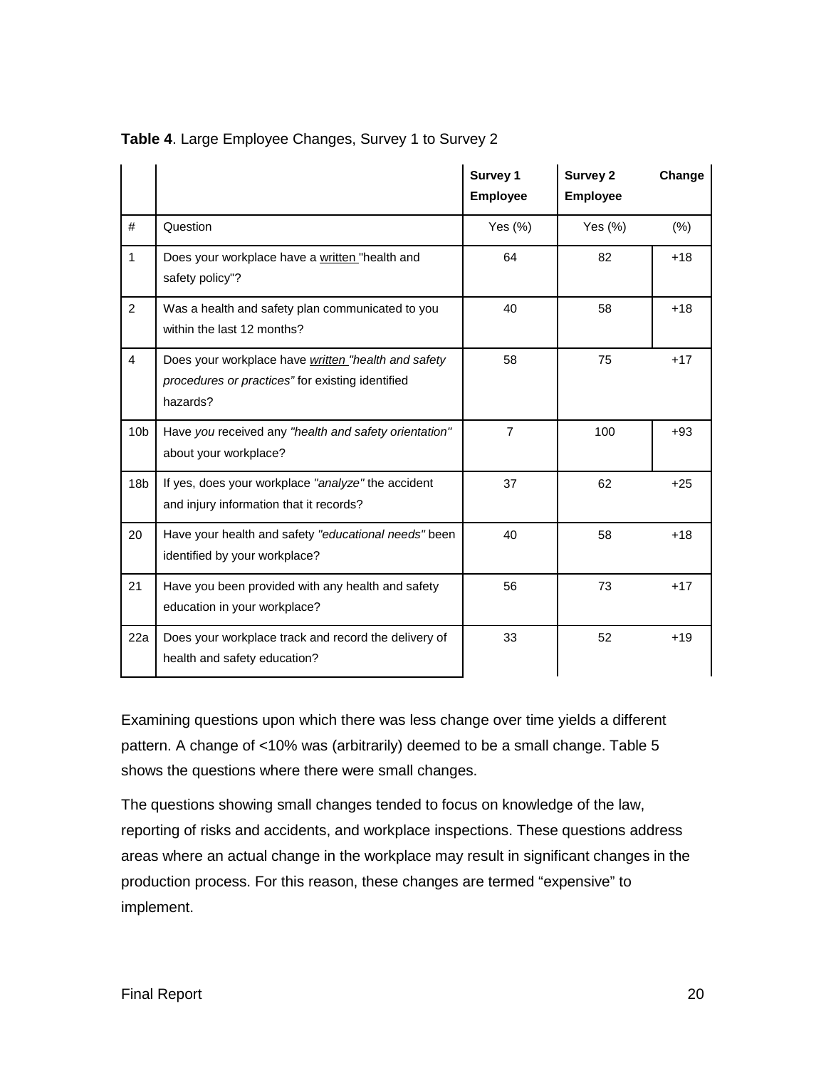**Table 4**. Large Employee Changes, Survey 1 to Survey 2

| | | Survey 1 Employee | Survey 2 Employee | Change |
|---|---|---|---|---|
| # | Question | Yes (%) | Yes (%) | (%) |
| 1 | Does your workplace have a written "health and safety policy"? | 64 | 82 | +18 |
| 2 | Was a health and safety plan communicated to you within the last 12 months? | 40 | 58 | +18 |
| 4 | Does your workplace have *written "health and safety procedures or practices"* for existing identified hazards? | 58 | 75 | +17 |
| 10b | Have *you* received any *"health and safety orientation"* about your workplace? | 7 | 100 | +93 |
| 18b | If yes, does your workplace *"analyze"* the accident and injury information that it records? | 37 | 62 | +25 |
| 20 | Have your health and safety *"educational needs"* been identified by your workplace? | 40 | 58 | +18 |
| 21 | Have you been provided with any health and safety education in your workplace? | 56 | 73 | +17 |
| 22a | Does your workplace track and record the delivery of health and safety education? | 33 | 52 | +19 |

Examining questions upon which there was less change over time yields a different pattern. A change of <10% was (arbitrarily) deemed to be a small change. Table 5 shows the questions where there were small changes.

The questions showing small changes tended to focus on knowledge of the law, reporting of risks and accidents, and workplace inspections. These questions address areas where an actual change in the workplace may result in significant changes in the production process. For this reason, these changes are termed "expensive" to implement.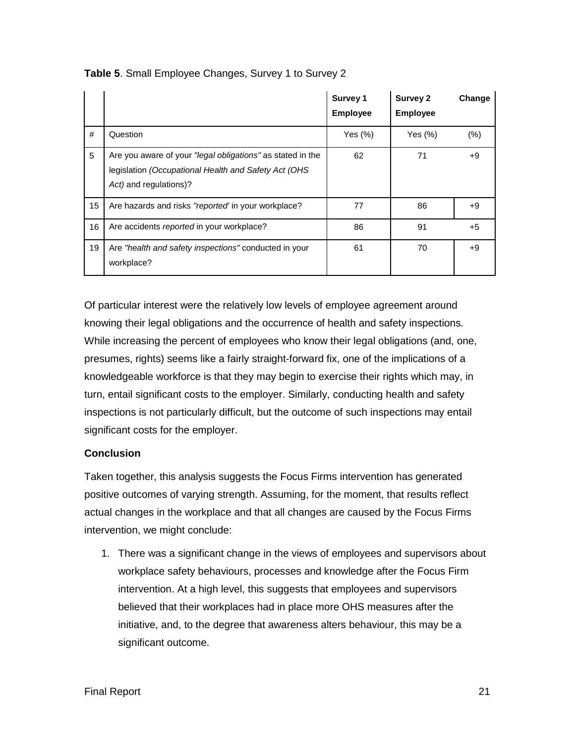**Table 5**. Small Employee Changes, Survey 1 to Survey 2

| # | Question | Survey 1 Employee Yes (%) | Survey 2 Employee Yes (%) | Change (%) |
|---|---|---|---|---|
| 5 | Are you aware of your *"legal obligations"* as stated in the legislation *(Occupational Health and Safety Act (OHS Act)* and regulations)? | 62 | 71 | +9 |
| 15 | Are hazards and risks *"reported'* in your workplace? | 77 | 86 | +9 |
| 16 | Are accidents *reported* in your workplace? | 86 | 91 | +5 |
| 19 | Are *"health and safety inspections"* conducted in your workplace? | 61 | 70 | +9 |

Of particular interest were the relatively low levels of employee agreement around knowing their legal obligations and the occurrence of health and safety inspections. While increasing the percent of employees who know their legal obligations (and, one, presumes, rights) seems like a fairly straight-forward fix, one of the implications of a knowledgeable workforce is that they may begin to exercise their rights which may, in turn, entail significant costs to the employer. Similarly, conducting health and safety inspections is not particularly difficult, but the outcome of such inspections may entail significant costs for the employer.

**Conclusion**

Taken together, this analysis suggests the Focus Firms intervention has generated positive outcomes of varying strength. Assuming, for the moment, that results reflect actual changes in the workplace and that all changes are caused by the Focus Firms intervention, we might conclude:

1. There was a significant change in the views of employees and supervisors about workplace safety behaviours, processes and knowledge after the Focus Firm intervention. At a high level, this suggests that employees and supervisors believed that their workplaces had in place more OHS measures after the initiative, and, to the degree that awareness alters behaviour, this may be a significant outcome.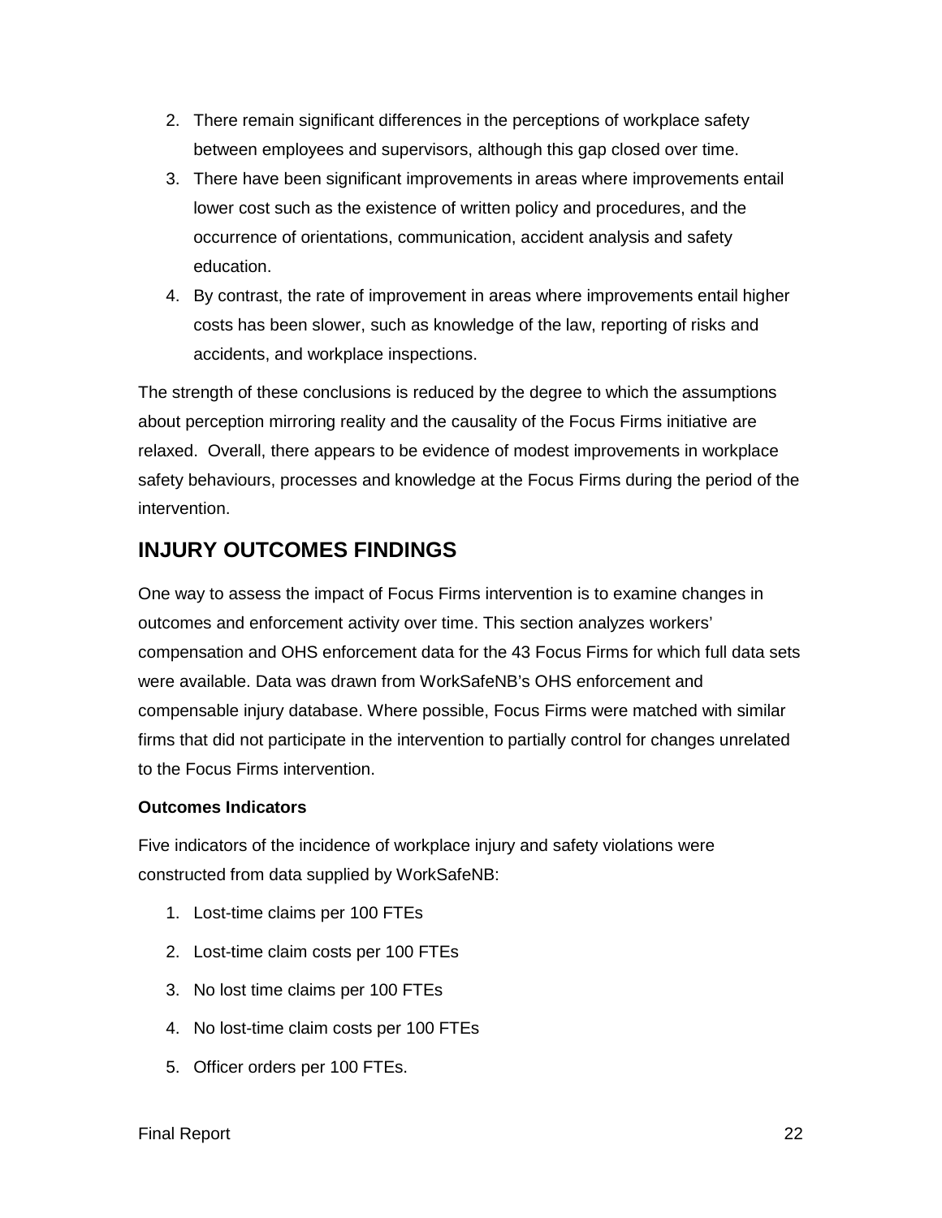2. There remain significant differences in the perceptions of workplace safety between employees and supervisors, although this gap closed over time.
3. There have been significant improvements in areas where improvements entail lower cost such as the existence of written policy and procedures, and the occurrence of orientations, communication, accident analysis and safety education.
4. By contrast, the rate of improvement in areas where improvements entail higher costs has been slower, such as knowledge of the law, reporting of risks and accidents, and workplace inspections.

The strength of these conclusions is reduced by the degree to which the assumptions about perception mirroring reality and the causality of the Focus Firms initiative are relaxed. Overall, there appears to be evidence of modest improvements in workplace safety behaviours, processes and knowledge at the Focus Firms during the period of the intervention.

## INJURY OUTCOMES FINDINGS

One way to assess the impact of Focus Firms intervention is to examine changes in outcomes and enforcement activity over time. This section analyzes workers' compensation and OHS enforcement data for the 43 Focus Firms for which full data sets were available. Data was drawn from WorkSafeNB's OHS enforcement and compensable injury database. Where possible, Focus Firms were matched with similar firms that did not participate in the intervention to partially control for changes unrelated to the Focus Firms intervention.

**Outcomes Indicators**

Five indicators of the incidence of workplace injury and safety violations were constructed from data supplied by WorkSafeNB:

1. Lost-time claims per 100 FTEs
2. Lost-time claim costs per 100 FTEs
3. No lost time claims per 100 FTEs
4. No lost-time claim costs per 100 FTEs
5. Officer orders per 100 FTEs.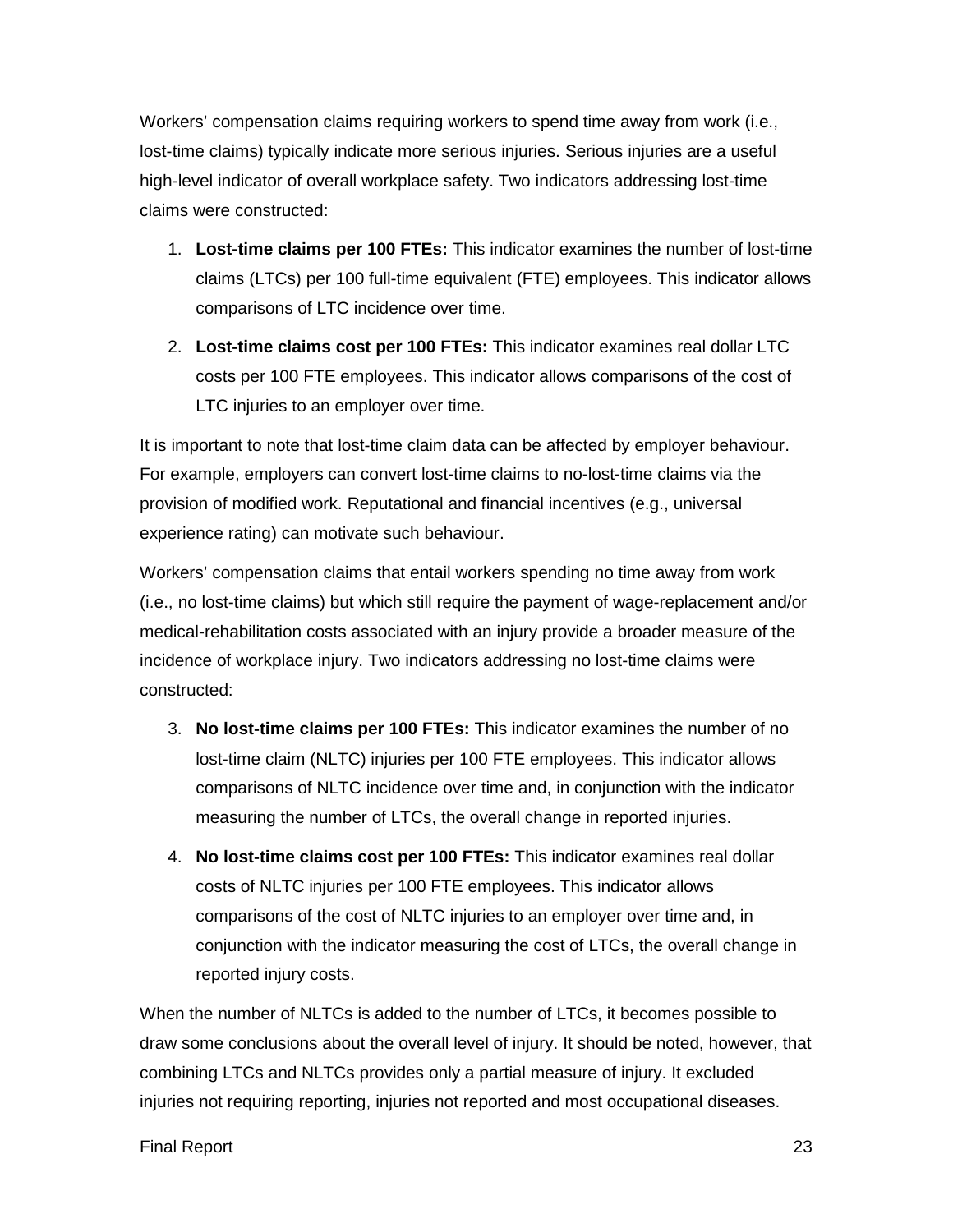Workers' compensation claims requiring workers to spend time away from work (i.e., lost-time claims) typically indicate more serious injuries. Serious injuries are a useful high-level indicator of overall workplace safety. Two indicators addressing lost-time claims were constructed:

1. **Lost-time claims per 100 FTEs:** This indicator examines the number of lost-time claims (LTCs) per 100 full-time equivalent (FTE) employees. This indicator allows comparisons of LTC incidence over time.
2. **Lost-time claims cost per 100 FTEs:** This indicator examines real dollar LTC costs per 100 FTE employees. This indicator allows comparisons of the cost of LTC injuries to an employer over time.

It is important to note that lost-time claim data can be affected by employer behaviour. For example, employers can convert lost-time claims to no-lost-time claims via the provision of modified work. Reputational and financial incentives (e.g., universal experience rating) can motivate such behaviour.

Workers' compensation claims that entail workers spending no time away from work (i.e., no lost-time claims) but which still require the payment of wage-replacement and/or medical-rehabilitation costs associated with an injury provide a broader measure of the incidence of workplace injury. Two indicators addressing no lost-time claims were constructed:

3. **No lost-time claims per 100 FTEs:** This indicator examines the number of no lost-time claim (NLTC) injuries per 100 FTE employees. This indicator allows comparisons of NLTC incidence over time and, in conjunction with the indicator measuring the number of LTCs, the overall change in reported injuries.
4. **No lost-time claims cost per 100 FTEs:** This indicator examines real dollar costs of NLTC injuries per 100 FTE employees. This indicator allows comparisons of the cost of NLTC injuries to an employer over time and, in conjunction with the indicator measuring the cost of LTCs, the overall change in reported injury costs.

When the number of NLTCs is added to the number of LTCs, it becomes possible to draw some conclusions about the overall level of injury. It should be noted, however, that combining LTCs and NLTCs provides only a partial measure of injury. It excluded injuries not requiring reporting, injuries not reported and most occupational diseases.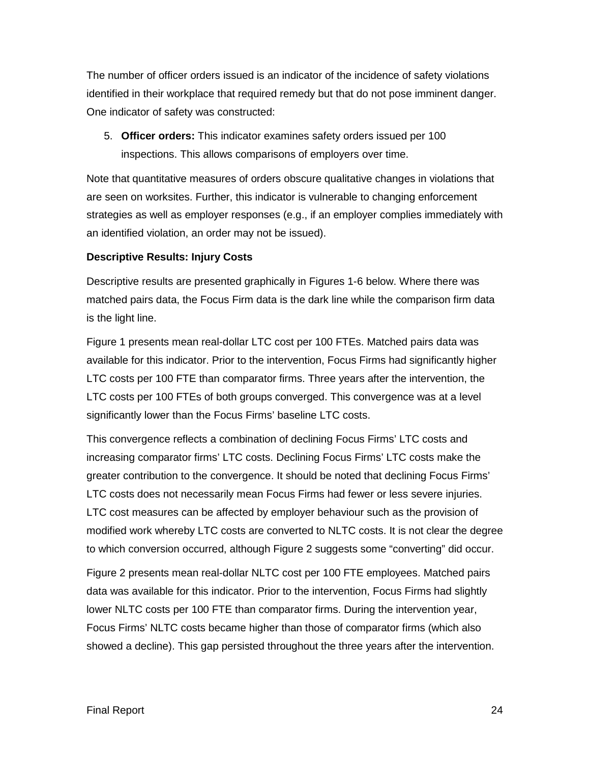The number of officer orders issued is an indicator of the incidence of safety violations identified in their workplace that required remedy but that do not pose imminent danger. One indicator of safety was constructed:

5. **Officer orders:** This indicator examines safety orders issued per 100 inspections. This allows comparisons of employers over time.

Note that quantitative measures of orders obscure qualitative changes in violations that are seen on worksites. Further, this indicator is vulnerable to changing enforcement strategies as well as employer responses (e.g., if an employer complies immediately with an identified violation, an order may not be issued).

**Descriptive Results: Injury Costs**

Descriptive results are presented graphically in Figures 1-6 below. Where there was matched pairs data, the Focus Firm data is the dark line while the comparison firm data is the light line.

Figure 1 presents mean real-dollar LTC cost per 100 FTEs. Matched pairs data was available for this indicator. Prior to the intervention, Focus Firms had significantly higher LTC costs per 100 FTE than comparator firms. Three years after the intervention, the LTC costs per 100 FTEs of both groups converged. This convergence was at a level significantly lower than the Focus Firms' baseline LTC costs.

This convergence reflects a combination of declining Focus Firms' LTC costs and increasing comparator firms' LTC costs. Declining Focus Firms' LTC costs make the greater contribution to the convergence. It should be noted that declining Focus Firms' LTC costs does not necessarily mean Focus Firms had fewer or less severe injuries. LTC cost measures can be affected by employer behaviour such as the provision of modified work whereby LTC costs are converted to NLTC costs. It is not clear the degree to which conversion occurred, although Figure 2 suggests some "converting" did occur.

Figure 2 presents mean real-dollar NLTC cost per 100 FTE employees. Matched pairs data was available for this indicator. Prior to the intervention, Focus Firms had slightly lower NLTC costs per 100 FTE than comparator firms. During the intervention year, Focus Firms' NLTC costs became higher than those of comparator firms (which also showed a decline). This gap persisted throughout the three years after the intervention.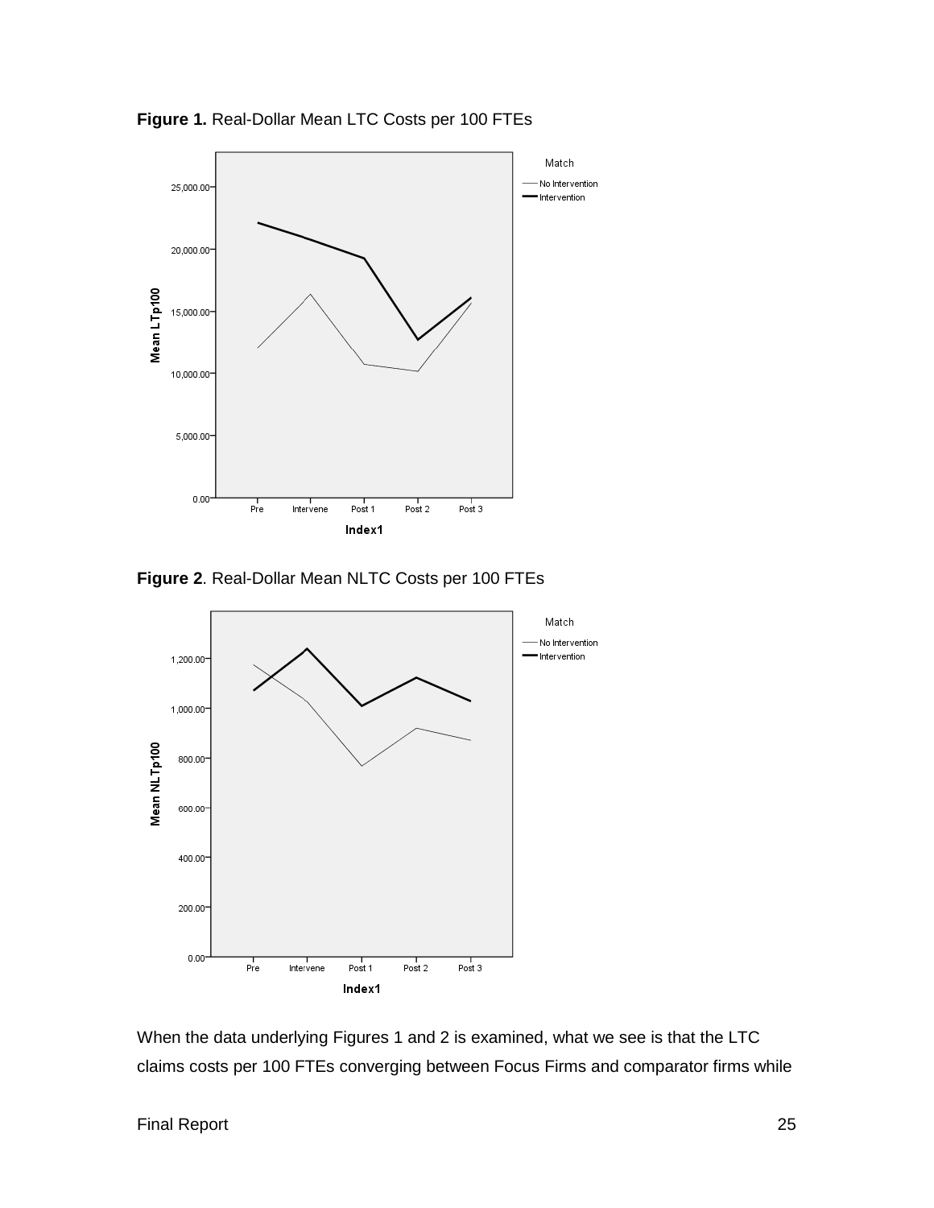**Figure 1.** Real-Dollar Mean LTC Costs per 100 FTEs

**Figure 2**. Real-Dollar Mean NLTC Costs per 100 FTEs

When the data underlying Figures 1 and 2 is examined, what we see is that the LTC claims costs per 100 FTEs converging between Focus Firms and comparator firms while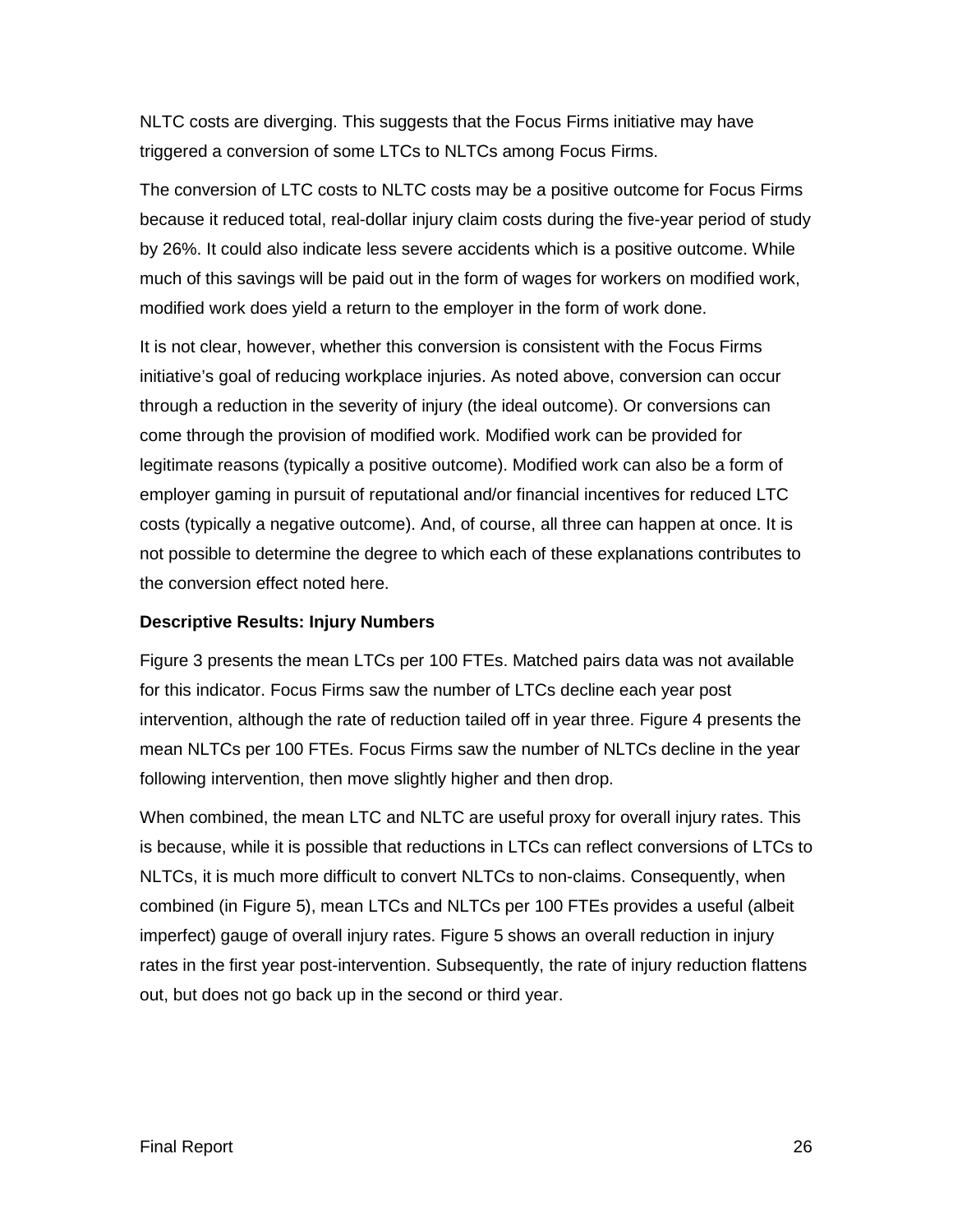NLTC costs are diverging. This suggests that the Focus Firms initiative may have triggered a conversion of some LTCs to NLTCs among Focus Firms.

The conversion of LTC costs to NLTC costs may be a positive outcome for Focus Firms because it reduced total, real-dollar injury claim costs during the five-year period of study by 26%. It could also indicate less severe accidents which is a positive outcome. While much of this savings will be paid out in the form of wages for workers on modified work, modified work does yield a return to the employer in the form of work done.

It is not clear, however, whether this conversion is consistent with the Focus Firms initiative's goal of reducing workplace injuries. As noted above, conversion can occur through a reduction in the severity of injury (the ideal outcome). Or conversions can come through the provision of modified work. Modified work can be provided for legitimate reasons (typically a positive outcome). Modified work can also be a form of employer gaming in pursuit of reputational and/or financial incentives for reduced LTC costs (typically a negative outcome). And, of course, all three can happen at once. It is not possible to determine the degree to which each of these explanations contributes to the conversion effect noted here.

**Descriptive Results: Injury Numbers**

Figure 3 presents the mean LTCs per 100 FTEs. Matched pairs data was not available for this indicator. Focus Firms saw the number of LTCs decline each year post intervention, although the rate of reduction tailed off in year three. Figure 4 presents the mean NLTCs per 100 FTEs. Focus Firms saw the number of NLTCs decline in the year following intervention, then move slightly higher and then drop.

When combined, the mean LTC and NLTC are useful proxy for overall injury rates. This is because, while it is possible that reductions in LTCs can reflect conversions of LTCs to NLTCs, it is much more difficult to convert NLTCs to non-claims. Consequently, when combined (in Figure 5), mean LTCs and NLTCs per 100 FTEs provides a useful (albeit imperfect) gauge of overall injury rates. Figure 5 shows an overall reduction in injury rates in the first year post-intervention. Subsequently, the rate of injury reduction flattens out, but does not go back up in the second or third year.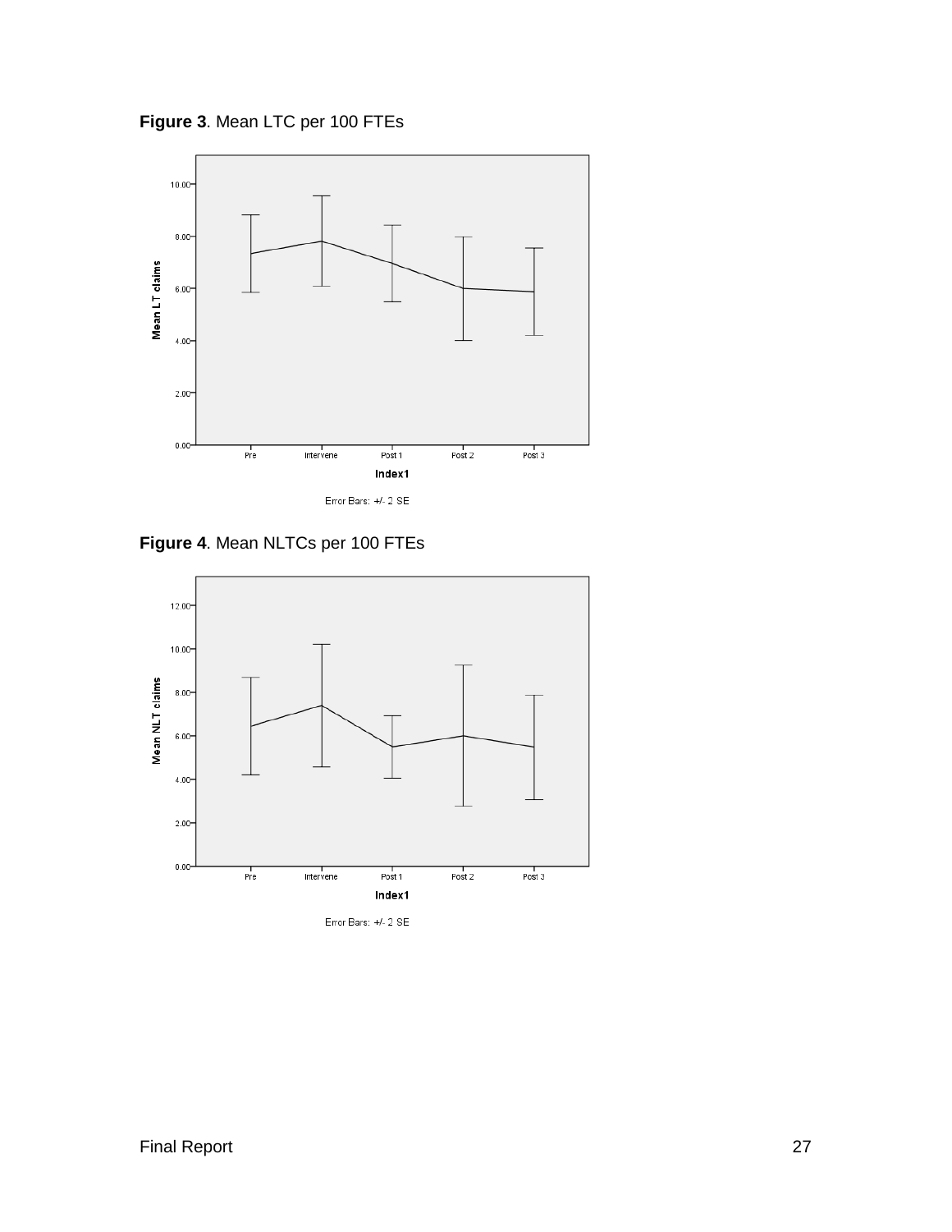**Figure 3**. Mean LTC per 100 FTEs

**Figure 4**. Mean NLTCs per 100 FTEs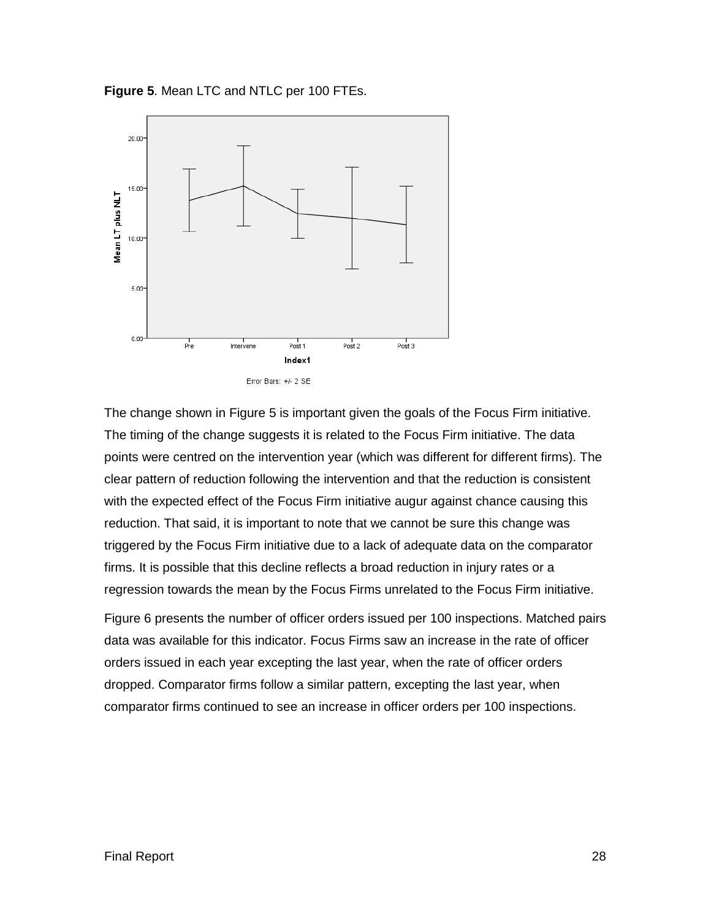**Figure 5**. Mean LTC and NTLC per 100 FTEs.

The change shown in Figure 5 is important given the goals of the Focus Firm initiative. The timing of the change suggests it is related to the Focus Firm initiative. The data points were centred on the intervention year (which was different for different firms). The clear pattern of reduction following the intervention and that the reduction is consistent with the expected effect of the Focus Firm initiative augur against chance causing this reduction. That said, it is important to note that we cannot be sure this change was triggered by the Focus Firm initiative due to a lack of adequate data on the comparator firms. It is possible that this decline reflects a broad reduction in injury rates or a regression towards the mean by the Focus Firms unrelated to the Focus Firm initiative.

Figure 6 presents the number of officer orders issued per 100 inspections. Matched pairs data was available for this indicator. Focus Firms saw an increase in the rate of officer orders issued in each year excepting the last year, when the rate of officer orders dropped. Comparator firms follow a similar pattern, excepting the last year, when comparator firms continued to see an increase in officer orders per 100 inspections.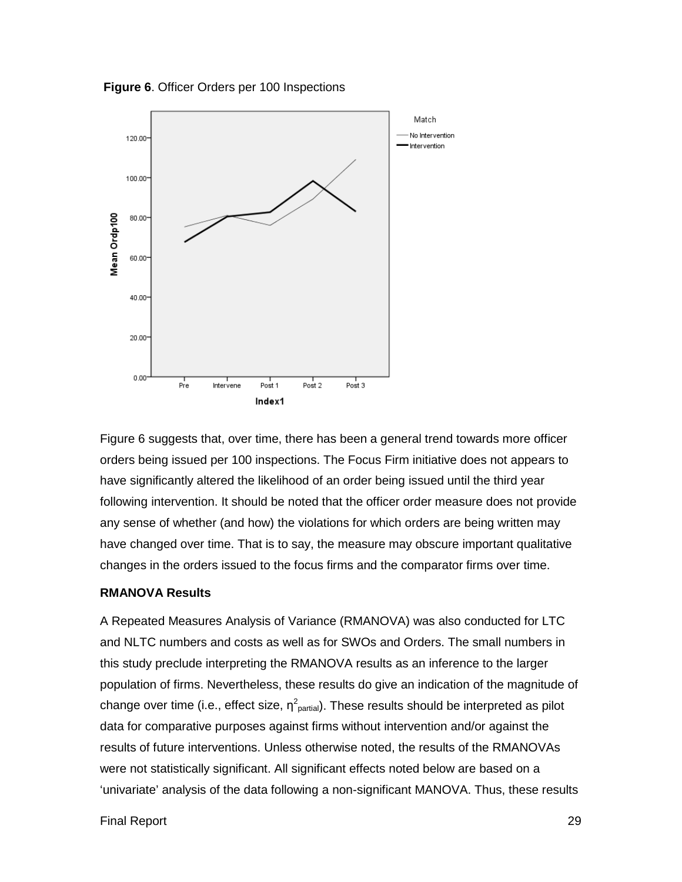**Figure 6**. Officer Orders per 100 Inspections

Figure 6 suggests that, over time, there has been a general trend towards more officer orders being issued per 100 inspections. The Focus Firm initiative does not appears to have significantly altered the likelihood of an order being issued until the third year following intervention. It should be noted that the officer order measure does not provide any sense of whether (and how) the violations for which orders are being written may have changed over time. That is to say, the measure may obscure important qualitative changes in the orders issued to the focus firms and the comparator firms over time.

**RMANOVA Results**

A Repeated Measures Analysis of Variance (RMANOVA) was also conducted for LTC and NLTC numbers and costs as well as for SWOs and Orders. The small numbers in this study preclude interpreting the RMANOVA results as an inference to the larger population of firms. Nevertheless, these results do give an indication of the magnitude of change over time (i.e., effect size, $\eta^2_{partial}$). These results should be interpreted as pilot data for comparative purposes against firms without intervention and/or against the results of future interventions. Unless otherwise noted, the results of the RMANOVAs were not statistically significant. All significant effects noted below are based on a 'univariate' analysis of the data following a non-significant MANOVA. Thus, these results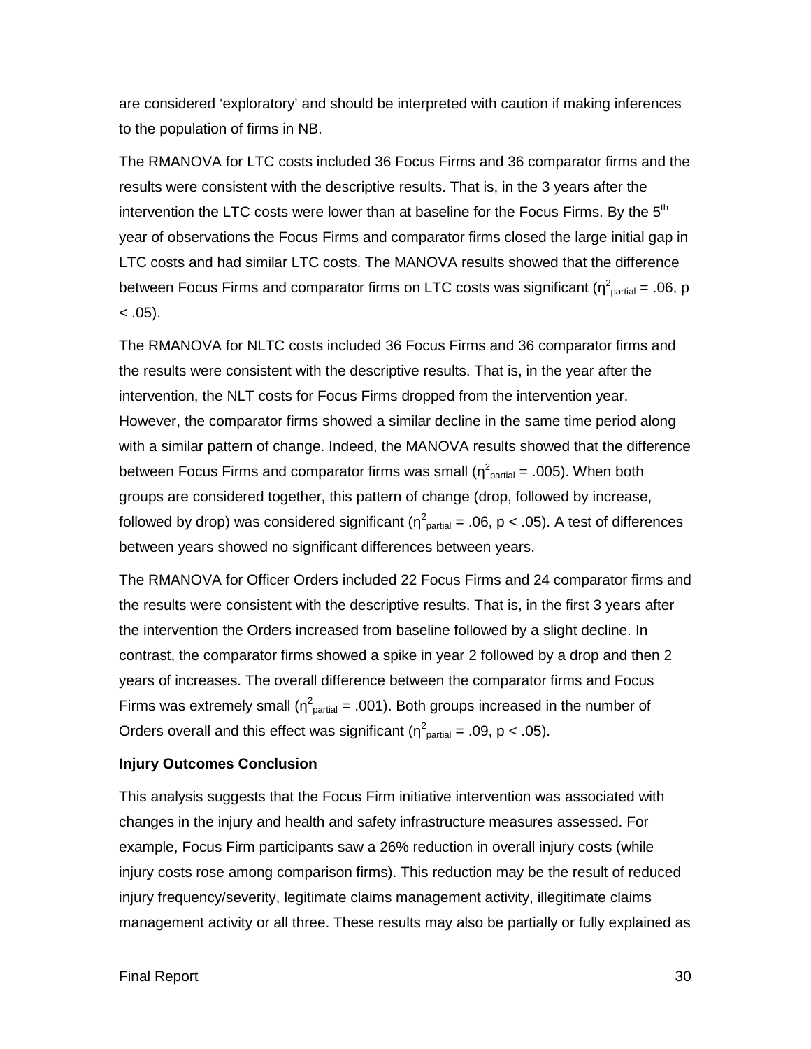are considered ‘exploratory’ and should be interpreted with caution if making inferences to the population of firms in NB.

The RMANOVA for LTC costs included 36 Focus Firms and 36 comparator firms and the results were consistent with the descriptive results. That is, in the 3 years after the intervention the LTC costs were lower than at baseline for the Focus Firms. By the 5th year of observations the Focus Firms and comparator firms closed the large initial gap in LTC costs and had similar LTC costs. The MANOVA results showed that the difference between Focus Firms and comparator firms on LTC costs was significant ($\eta^2_{partial}$ = .06, $p < .05$).

The RMANOVA for NLTC costs included 36 Focus Firms and 36 comparator firms and the results were consistent with the descriptive results. That is, in the year after the intervention, the NLT costs for Focus Firms dropped from the intervention year. However, the comparator firms showed a similar decline in the same time period along with a similar pattern of change. Indeed, the MANOVA results showed that the difference between Focus Firms and comparator firms was small ($\eta^2_{partial}$ = .005). When both groups are considered together, this pattern of change (drop, followed by increase, followed by drop) was considered significant ($\eta^2_{partial}$ = .06, $p < .05$). A test of differences between years showed no significant differences between years.

The RMANOVA for Officer Orders included 22 Focus Firms and 24 comparator firms and the results were consistent with the descriptive results. That is, in the first 3 years after the intervention the Orders increased from baseline followed by a slight decline. In contrast, the comparator firms showed a spike in year 2 followed by a drop and then 2 years of increases. The overall difference between the comparator firms and Focus Firms was extremely small ($\eta^2_{partial}$ = .001). Both groups increased in the number of Orders overall and this effect was significant ($\eta^2_{partial}$ = .09, $p < .05$).

**Injury Outcomes Conclusion**

This analysis suggests that the Focus Firm initiative intervention was associated with changes in the injury and health and safety infrastructure measures assessed. For example, Focus Firm participants saw a 26% reduction in overall injury costs (while injury costs rose among comparison firms). This reduction may be the result of reduced injury frequency/severity, legitimate claims management activity, illegitimate claims management activity or all three. These results may also be partially or fully explained as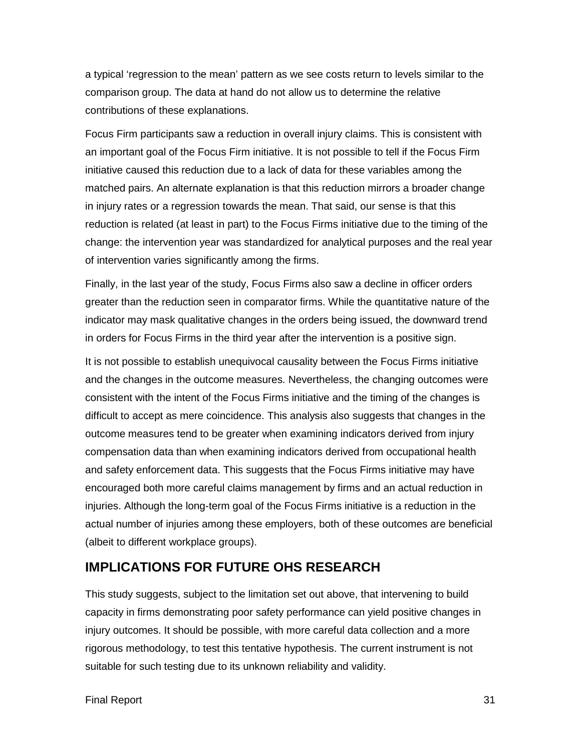a typical ‘regression to the mean’ pattern as we see costs return to levels similar to the comparison group. The data at hand do not allow us to determine the relative contributions of these explanations.

Focus Firm participants saw a reduction in overall injury claims. This is consistent with an important goal of the Focus Firm initiative. It is not possible to tell if the Focus Firm initiative caused this reduction due to a lack of data for these variables among the matched pairs. An alternate explanation is that this reduction mirrors a broader change in injury rates or a regression towards the mean. That said, our sense is that this reduction is related (at least in part) to the Focus Firms initiative due to the timing of the change: the intervention year was standardized for analytical purposes and the real year of intervention varies significantly among the firms.

Finally, in the last year of the study, Focus Firms also saw a decline in officer orders greater than the reduction seen in comparator firms. While the quantitative nature of the indicator may mask qualitative changes in the orders being issued, the downward trend in orders for Focus Firms in the third year after the intervention is a positive sign.

It is not possible to establish unequivocal causality between the Focus Firms initiative and the changes in the outcome measures. Nevertheless, the changing outcomes were consistent with the intent of the Focus Firms initiative and the timing of the changes is difficult to accept as mere coincidence. This analysis also suggests that changes in the outcome measures tend to be greater when examining indicators derived from injury compensation data than when examining indicators derived from occupational health and safety enforcement data. This suggests that the Focus Firms initiative may have encouraged both more careful claims management by firms and an actual reduction in injuries. Although the long-term goal of the Focus Firms initiative is a reduction in the actual number of injuries among these employers, both of these outcomes are beneficial (albeit to different workplace groups).

## IMPLICATIONS FOR FUTURE OHS RESEARCH

This study suggests, subject to the limitation set out above, that intervening to build capacity in firms demonstrating poor safety performance can yield positive changes in injury outcomes. It should be possible, with more careful data collection and a more rigorous methodology, to test this tentative hypothesis. The current instrument is not suitable for such testing due to its unknown reliability and validity.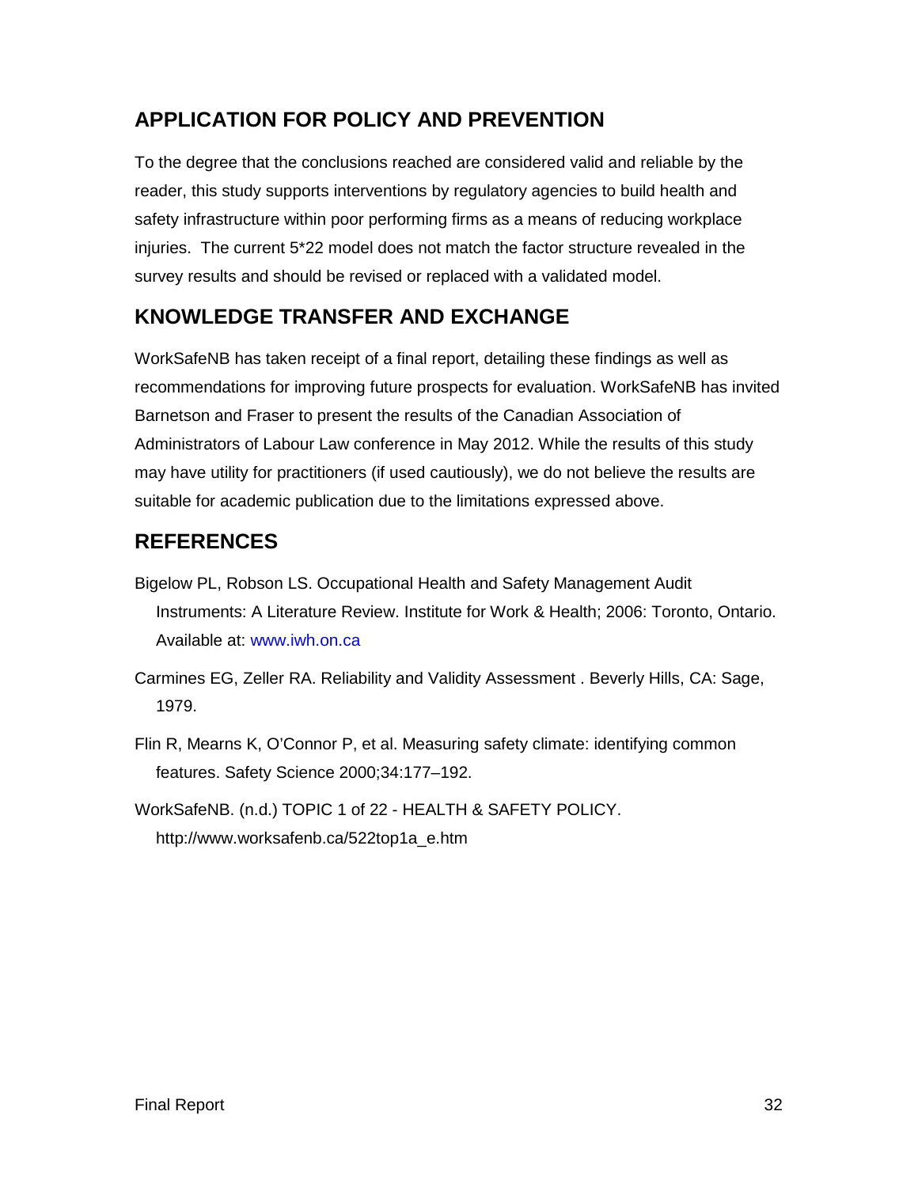## APPLICATION FOR POLICY AND PREVENTION

To the degree that the conclusions reached are considered valid and reliable by the reader, this study supports interventions by regulatory agencies to build health and safety infrastructure within poor performing firms as a means of reducing workplace injuries. The current 5*22 model does not match the factor structure revealed in the survey results and should be revised or replaced with a validated model.

## KNOWLEDGE TRANSFER AND EXCHANGE

WorkSafeNB has taken receipt of a final report, detailing these findings as well as recommendations for improving future prospects for evaluation. WorkSafeNB has invited Barnetson and Fraser to present the results of the Canadian Association of Administrators of Labour Law conference in May 2012. While the results of this study may have utility for practitioners (if used cautiously), we do not believe the results are suitable for academic publication due to the limitations expressed above.

## REFERENCES

Bigelow PL, Robson LS. Occupational Health and Safety Management Audit Instruments: A Literature Review. Institute for Work & Health; 2006: Toronto, Ontario. Available at: www.iwh.on.ca

Carmines EG, Zeller RA. Reliability and Validity Assessment . Beverly Hills, CA: Sage, 1979.

Flin R, Mearns K, O'Connor P, et al. Measuring safety climate: identifying common features. Safety Science 2000;34:177–192.

WorkSafeNB. (n.d.) TOPIC 1 of 22 - HEALTH & SAFETY POLICY. http://www.worksafenb.ca/522top1a_e.htm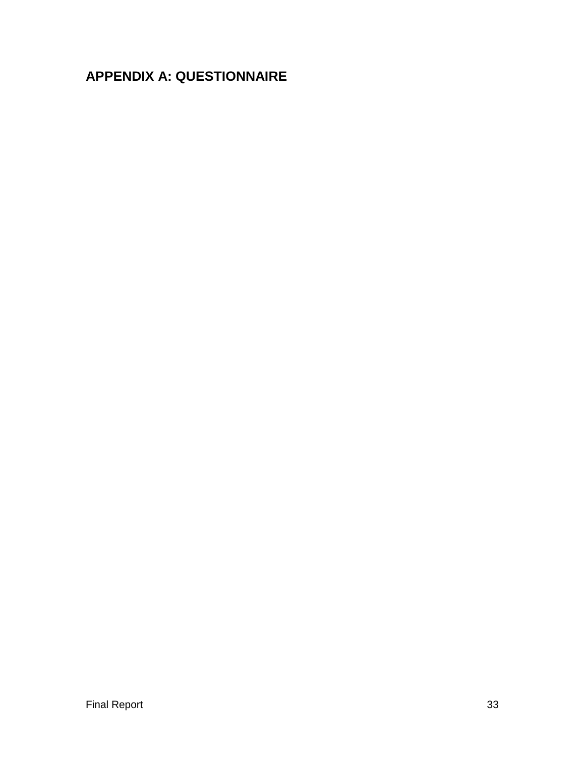# APPENDIX A: QUESTIONNAIRE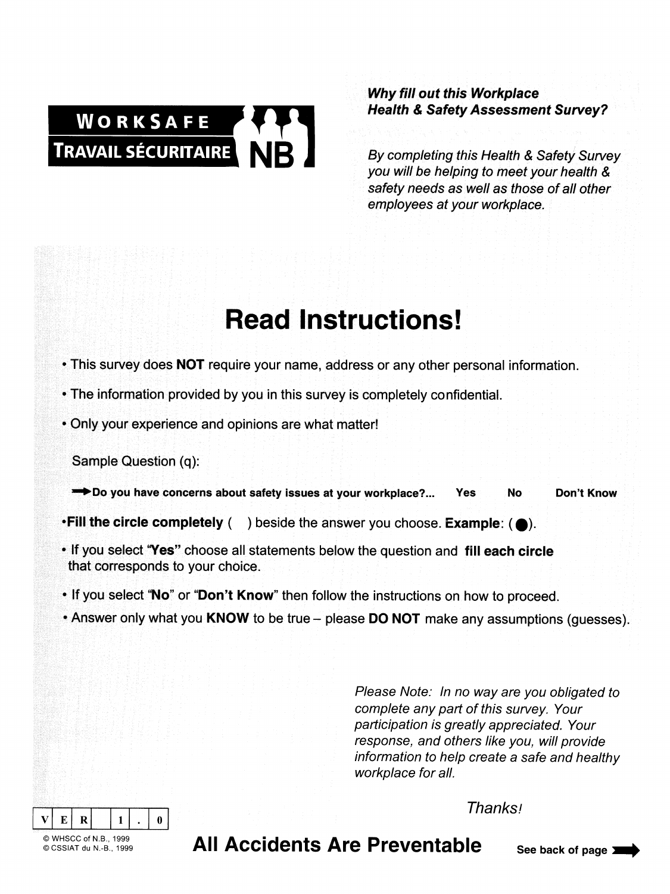WORKSAFE
TRAVAIL SÉCURITAIRE NB

***Why fill out this Workplace Health & Safety Assessment Survey?***

*By completing this Health & Safety Survey you will be helping to meet your health & safety needs as well as those of all other employees at your workplace.*

# Read Instructions!

- This survey does **NOT** require your name, address or any other personal information.
- The information provided by you in this survey is completely confidential.
- Only your experience and opinions are what matter!

Sample Question (q):

→ **Do you have concerns about safety issues at your workplace?... Yes No Don't Know**

- **Fill the circle completely** ( ) beside the answer you choose. **Example**: (●).
- If you select "**Yes**" choose all statements below the question and **fill each circle** that corresponds to your choice.
- If you select "**No**" or "**Don't Know**" then follow the instructions on how to proceed.
- Answer only what you **KNOW** to be true – please **DO NOT** make any assumptions (guesses).

*Please Note: In no way are you obligated to complete any part of this survey. Your participation is greatly appreciated. Your response, and others like you, will provide information to help create a safe and healthy workplace for all.*

*Thanks!*

VER 1.0

© WHSCC of N.B., 1999
© CSSIAT du N.-B., 1999

## All Accidents Are Preventable

**See back of page** →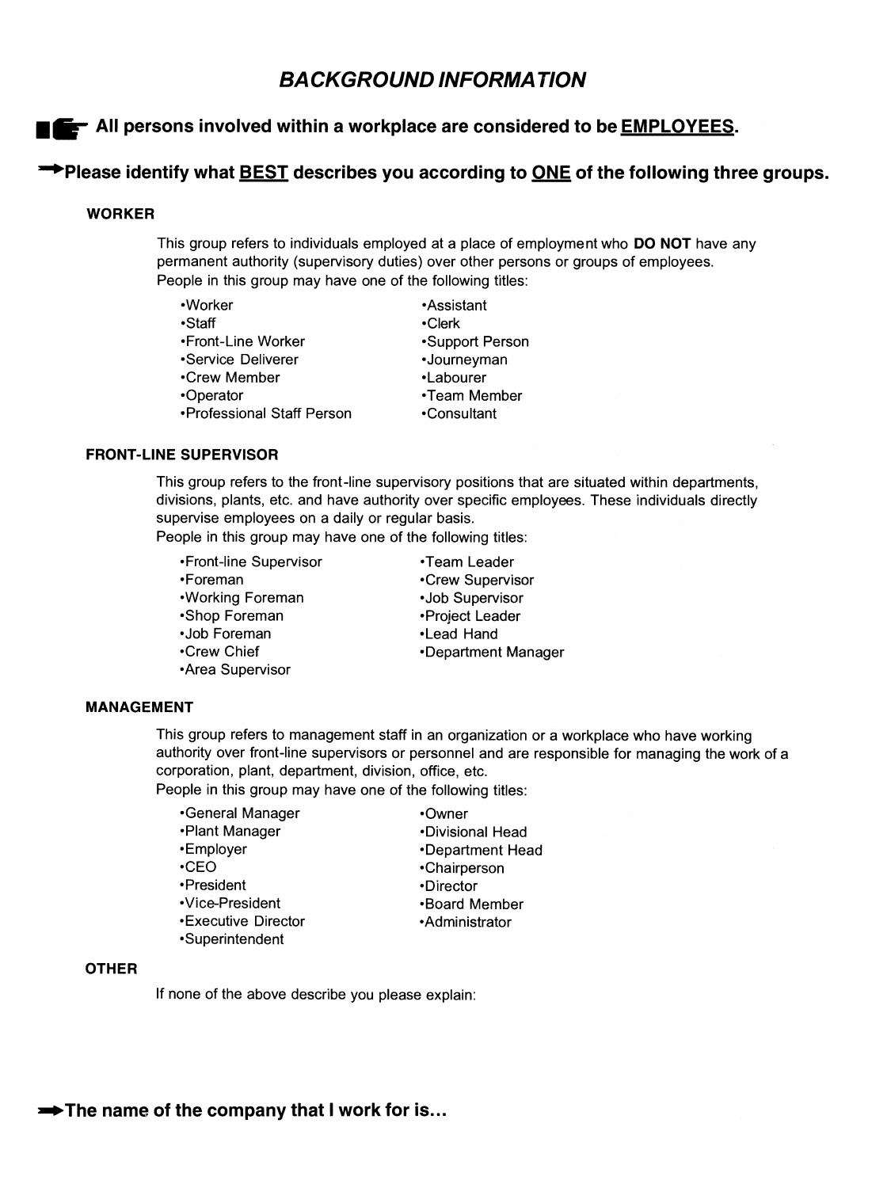# *BACKGROUND INFORMATION*

**All persons involved within a workplace are considered to be EMPLOYEES.**

**Please identify what BEST describes you according to ONE of the following three groups.**

### WORKER

This group refers to individuals employed at a place of employment who **DO NOT** have any permanent authority (supervisory duties) over other persons or groups of employees.
People in this group may have one of the following titles:

- Worker
- Staff
- Front-Line Worker
- Service Deliverer
- Crew Member
- Operator
- Professional Staff Person
- Assistant
- Clerk
- Support Person
- Journeyman
- Labourer
- Team Member
- Consultant

### FRONT-LINE SUPERVISOR

This group refers to the front-line supervisory positions that are situated within departments, divisions, plants, etc. and have authority over specific employees. These individuals directly supervise employees on a daily or regular basis.
People in this group may have one of the following titles:

- Front-line Supervisor
- Foreman
- Working Foreman
- Shop Foreman
- Job Foreman
- Crew Chief
- Area Supervisor
- Team Leader
- Crew Supervisor
- Job Supervisor
- Project Leader
- Lead Hand
- Department Manager

### MANAGEMENT

This group refers to management staff in an organization or a workplace who have working authority over front-line supervisors or personnel and are responsible for managing the work of a corporation, plant, department, division, office, etc.
People in this group may have one of the following titles:

- General Manager
- Plant Manager
- Employer
- CEO
- President
- Vice-President
- Executive Director
- Superintendent
- Owner
- Divisional Head
- Department Head
- Chairperson
- Director
- Board Member
- Administrator

### OTHER

If none of the above describe you please explain:

**The name of the company that I work for is...**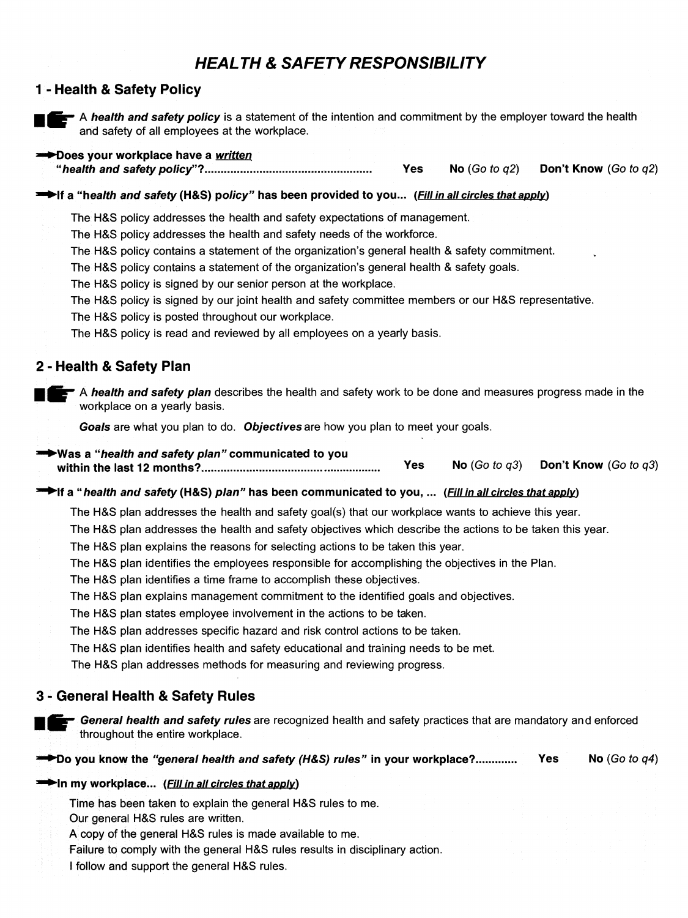# *HEALTH & SAFETY RESPONSIBILITY*

## 1 - Health & Safety Policy

A ***health and safety policy*** is a statement of the intention and commitment by the employer toward the health and safety of all employees at the workplace.

**➡Does your workplace have a *written* "*health and safety policy*"?....................................................** **Yes** **No** (*Go to q2*) **Don't Know** (*Go to q2*)

**➡If a "*health and safety* (H&S) *policy*" has been provided to you... (*Fill in all circles that apply*)**

- The H&S policy addresses the health and safety expectations of management.
- The H&S policy addresses the health and safety needs of the workforce.
- The H&S policy contains a statement of the organization's general health & safety commitment.
- The H&S policy contains a statement of the organization's general health & safety goals.
- The H&S policy is signed by our senior person at the workplace.
- The H&S policy is signed by our joint health and safety committee members or our H&S representative.
- The H&S policy is posted throughout our workplace.
- The H&S policy is read and reviewed by all employees on a yearly basis.

## 2 - Health & Safety Plan

A ***health and safety plan*** describes the health and safety work to be done and measures progress made in the workplace on a yearly basis.

***Goals*** are what you plan to do. ***Objectives*** are how you plan to meet your goals.

**➡Was a "*health and safety plan*" communicated to you within the last 12 months?........................................................** **Yes** **No** (*Go to q3*) **Don't Know** (*Go to q3*)

**➡If a "*health and safety* (H&S) *plan*" has been communicated to you, ... (*Fill in all circles that apply*)**

- The H&S plan addresses the health and safety goal(s) that our workplace wants to achieve this year.
- The H&S plan addresses the health and safety objectives which describe the actions to be taken this year.
- The H&S plan explains the reasons for selecting actions to be taken this year.
- The H&S plan identifies the employees responsible for accomplishing the objectives in the Plan.
- The H&S plan identifies a time frame to accomplish these objectives.
- The H&S plan explains management commitment to the identified goals and objectives.
- The H&S plan states employee involvement in the actions to be taken.
- The H&S plan addresses specific hazard and risk control actions to be taken.
- The H&S plan identifies health and safety educational and training needs to be met.
- The H&S plan addresses methods for measuring and reviewing progress.

## 3 - General Health & Safety Rules

***General health and safety rules*** are recognized health and safety practices that are mandatory and enforced throughout the entire workplace.

**➡Do you know the *"general health and safety (H&S) rules"* in your workplace?.............** **Yes** **No** (*Go to q4*)

**➡In my workplace... (*Fill in all circles that apply*)**

- Time has been taken to explain the general H&S rules to me.
- Our general H&S rules are written.
- A copy of the general H&S rules is made available to me.
- Failure to comply with the general H&S rules results in disciplinary action.
- I follow and support the general H&S rules.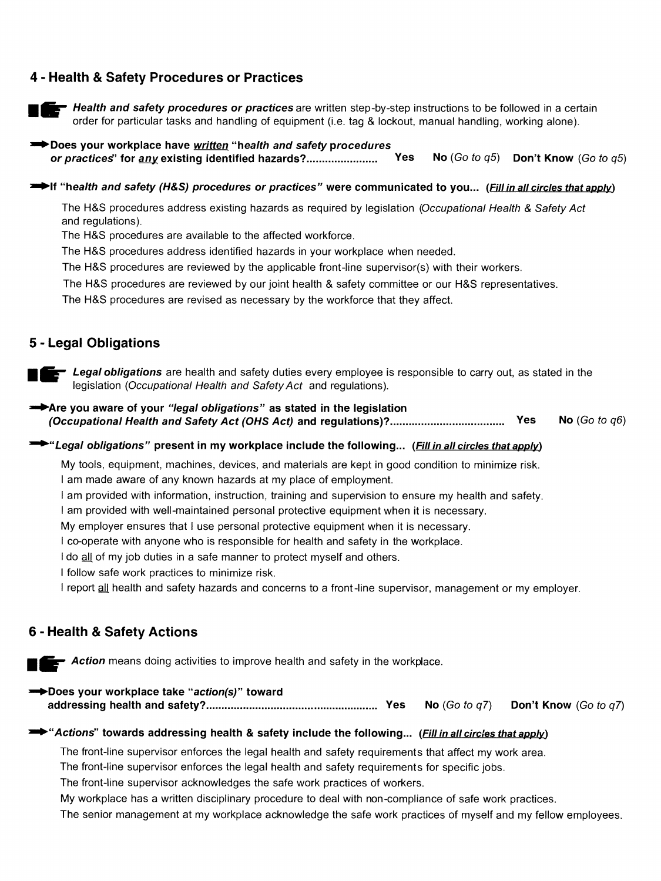## 4 - Health & Safety Procedures or Practices

***Health and safety procedures or practices*** are written step-by-step instructions to be followed in a certain order for particular tasks and handling of equipment (i.e. tag & lockout, manual handling, working alone).

➡ **Does your workplace have *written* "*health and safety procedures or practices*" for *any* existing identified hazards?.......................** **Yes** **No** (*Go to q5*) **Don't Know** (*Go to q5*)

➡ **If "*health and safety (H&S) procedures or practices*" were communicated to you... (*Fill in all circles that apply*)**

- The H&S procedures address existing hazards as required by legislation (*Occupational Health & Safety Act* and regulations).
- The H&S procedures are available to the affected workforce.
- The H&S procedures address identified hazards in your workplace when needed.
- The H&S procedures are reviewed by the applicable front-line supervisor(s) with their workers.
- The H&S procedures are reviewed by our joint health & safety committee or our H&S representatives.
- The H&S procedures are revised as necessary by the workforce that they affect.

## 5 - Legal Obligations

***Legal obligations*** are health and safety duties every employee is responsible to carry out, as stated in the legislation (*Occupational Health and Safety Act* and regulations).

➡ **Are you aware of your *"legal obligations"* as stated in the legislation *(Occupational Health and Safety Act (OHS Act)* and regulations)?....................................** **Yes** **No** (*Go to q6*)

➡ **"*Legal obligations*" present in my workplace include the following... (*Fill in all circles that apply*)**

- My tools, equipment, machines, devices, and materials are kept in good condition to minimize risk.
- I am made aware of any known hazards at my place of employment.
- I am provided with information, instruction, training and supervision to ensure my health and safety.
- I am provided with well-maintained personal protective equipment when it is necessary.
- My employer ensures that I use personal protective equipment when it is necessary.
- I co-operate with anyone who is responsible for health and safety in the workplace.
- I do all of my job duties in a safe manner to protect myself and others.
- I follow safe work practices to minimize risk.
- I report all health and safety hazards and concerns to a front-line supervisor, management or my employer.

## 6 - Health & Safety Actions

***Action*** means doing activities to improve health and safety in the workplace.

➡ **Does your workplace take "*action(s)*" toward addressing health and safety?.......................................................** **Yes** **No** (*Go to q7*) **Don't Know** (*Go to q7*)

➡ **"*Actions*" towards addressing health & safety include the following... (*Fill in all circles that apply*)**

- The front-line supervisor enforces the legal health and safety requirements that affect my work area.
- The front-line supervisor enforces the legal health and safety requirements for specific jobs.
- The front-line supervisor acknowledges the safe work practices of workers.
- My workplace has a written disciplinary procedure to deal with non-compliance of safe work practices.
- The senior management at my workplace acknowledge the safe work practices of myself and my fellow employees.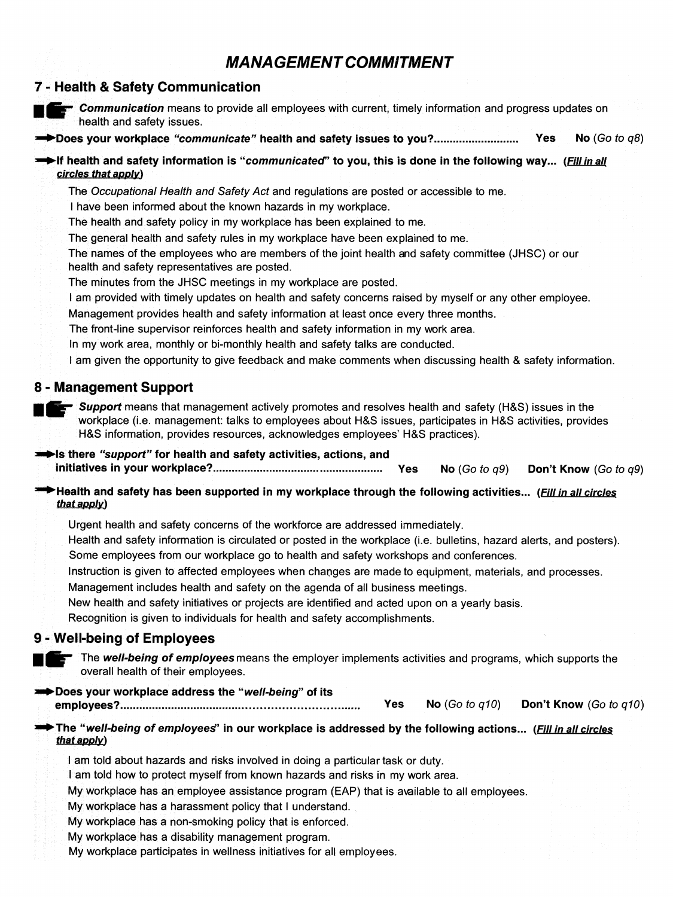# *MANAGEMENT COMMITMENT*

## 7 - Health & Safety Communication

***Communication*** means to provide all employees with current, timely information and progress updates on health and safety issues.

**Does your workplace *"communicate"* health and safety issues to you?..........................** **Yes** **No** *(Go to q8)*

**If health and safety information is "*communicated*" to you, this is done in the following way... (*Fill in all circles that apply*)**

- The *Occupational Health and Safety Act* and regulations are posted or accessible to me.
- I have been informed about the known hazards in my workplace.
- The health and safety policy in my workplace has been explained to me.
- The general health and safety rules in my workplace have been explained to me.
- The names of the employees who are members of the joint health and safety committee (JHSC) or our health and safety representatives are posted.
- The minutes from the JHSC meetings in my workplace are posted.
- I am provided with timely updates on health and safety concerns raised by myself or any other employee.
- Management provides health and safety information at least once every three months.
- The front-line supervisor reinforces health and safety information in my work area.
- In my work area, monthly or bi-monthly health and safety talks are conducted.
- I am given the opportunity to give feedback and make comments when discussing health & safety information.

## 8 - Management Support

***Support*** means that management actively promotes and resolves health and safety (H&S) issues in the workplace (i.e. management: talks to employees about H&S issues, participates in H&S activities, provides H&S information, provides resources, acknowledges employees' H&S practices).

**Is there *"support"* for health and safety activities, actions, and initiatives in your workplace?.....................................................** **Yes** **No** *(Go to q9)* **Don't Know** *(Go to q9)*

**Health and safety has been supported in my workplace through the following activities... (*Fill in all circles that apply*)**

- Urgent health and safety concerns of the workforce are addressed immediately.
- Health and safety information is circulated or posted in the workplace (i.e. bulletins, hazard alerts, and posters).
- Some employees from our workplace go to health and safety workshops and conferences.
- Instruction is given to affected employees when changes are made to equipment, materials, and processes.
- Management includes health and safety on the agenda of all business meetings.
- New health and safety initiatives or projects are identified and acted upon on a yearly basis.
- Recognition is given to individuals for health and safety accomplishments.

## 9 - Well-being of Employees

The ***well-being of employees*** means the employer implements activities and programs, which supports the overall health of their employees.

**Does your workplace address the "*well-being*" of its employees?.......................................................................** **Yes** **No** *(Go to q10)* **Don't Know** *(Go to q10)*

**The "*well-being of employees*" in our workplace is addressed by the following actions... (*Fill in all circles that apply*)**

- I am told about hazards and risks involved in doing a particular task or duty.
- I am told how to protect myself from known hazards and risks in my work area.
- My workplace has an employee assistance program (EAP) that is available to all employees.
- My workplace has a harassment policy that I understand.
- My workplace has a non-smoking policy that is enforced.
- My workplace has a disability management program.
- My workplace participates in wellness initiatives for all employees.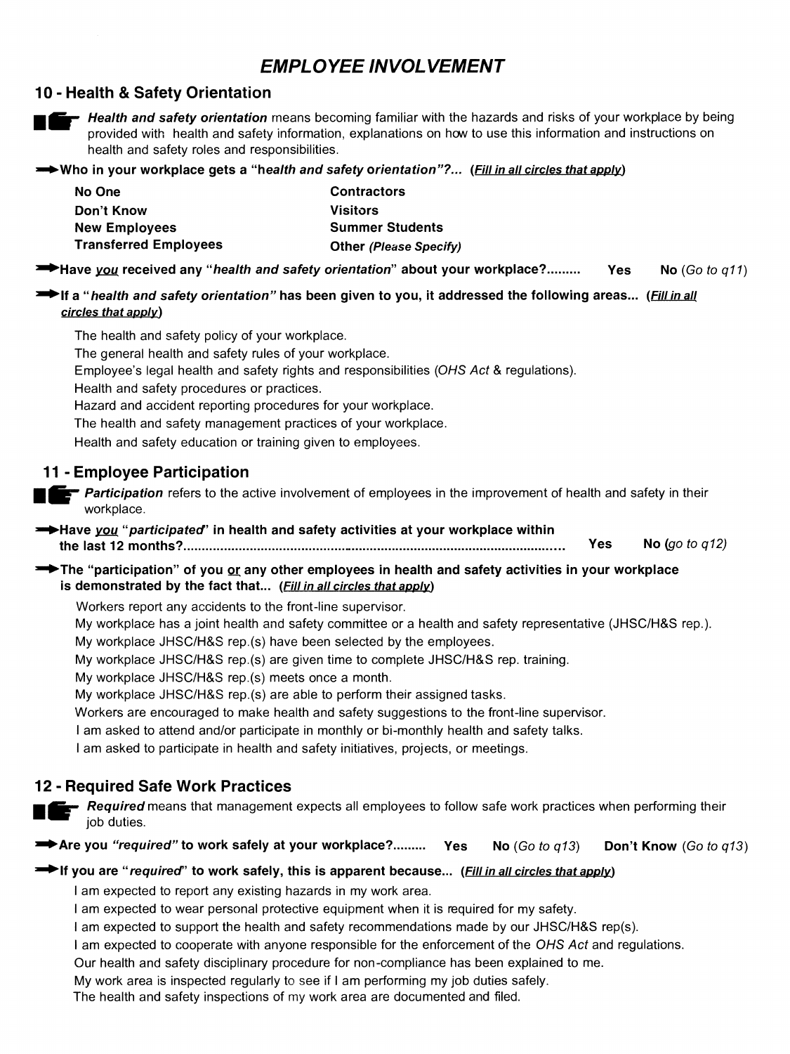# *EMPLOYEE INVOLVEMENT*

## 10 - Health & Safety Orientation

***Health and safety orientation*** means becoming familiar with the hazards and risks of your workplace by being provided with health and safety information, explanations on how to use this information and instructions on health and safety roles and responsibilities.

➡ **Who in your workplace gets a "*health and safety orientation*"?... (*Fill in all circles that apply*)**

| | |
|---|---|
| **No One** | **Contractors** |
| **Don't Know** | **Visitors** |
| **New Employees** | **Summer Students** |
| **Transferred Employees** | **Other** *(Please Specify)* |

➡ **Have *you* received any "*health and safety orientation*" about your workplace?.........** **Yes** **No** *(Go to q11)*

➡ **If a "*health and safety orientation*" has been given to you, it addressed the following areas... (*Fill in all circles that apply*)**

- The health and safety policy of your workplace.
- The general health and safety rules of your workplace.
- Employee's legal health and safety rights and responsibilities (*OHS Act* & regulations).
- Health and safety procedures or practices.
- Hazard and accident reporting procedures for your workplace.
- The health and safety management practices of your workplace.
- Health and safety education or training given to employees.

## 11 - Employee Participation

***Participation*** refers to the active involvement of employees in the improvement of health and safety in their workplace.

➡ **Have *you* "*participated*" in health and safety activities at your workplace within the last 12 months?........................................................................................................** **Yes** **No** *(go to q12)*

➡ **The "participation" of you or any other employees in health and safety activities in your workplace is demonstrated by the fact that... (*Fill in all circles that apply*)**

- Workers report any accidents to the front-line supervisor.
- My workplace has a joint health and safety committee or a health and safety representative (JHSC/H&S rep.).
- My workplace JHSC/H&S rep.(s) have been selected by the employees.
- My workplace JHSC/H&S rep.(s) are given time to complete JHSC/H&S rep. training.
- My workplace JHSC/H&S rep.(s) meets once a month.
- My workplace JHSC/H&S rep.(s) are able to perform their assigned tasks.
- Workers are encouraged to make health and safety suggestions to the front-line supervisor.
- I am asked to attend and/or participate in monthly or bi-monthly health and safety talks.
- I am asked to participate in health and safety initiatives, projects, or meetings.

## 12 - Required Safe Work Practices

***Required*** means that management expects all employees to follow safe work practices when performing their job duties.

➡ **Are you "*required*" to work safely at your workplace?.........** **Yes** **No** *(Go to q13)* **Don't Know** *(Go to q13)*

➡ **If you are "*required*" to work safely, this is apparent because... (*Fill in all circles that apply*)**

- I am expected to report any existing hazards in my work area.
- I am expected to wear personal protective equipment when it is required for my safety.
- I am expected to support the health and safety recommendations made by our JHSC/H&S rep(s).
- I am expected to cooperate with anyone responsible for the enforcement of the *OHS Act* and regulations.
- Our health and safety disciplinary procedure for non-compliance has been explained to me.
- My work area is inspected regularly to see if I am performing my job duties safely.
- The health and safety inspections of my work area are documented and filed.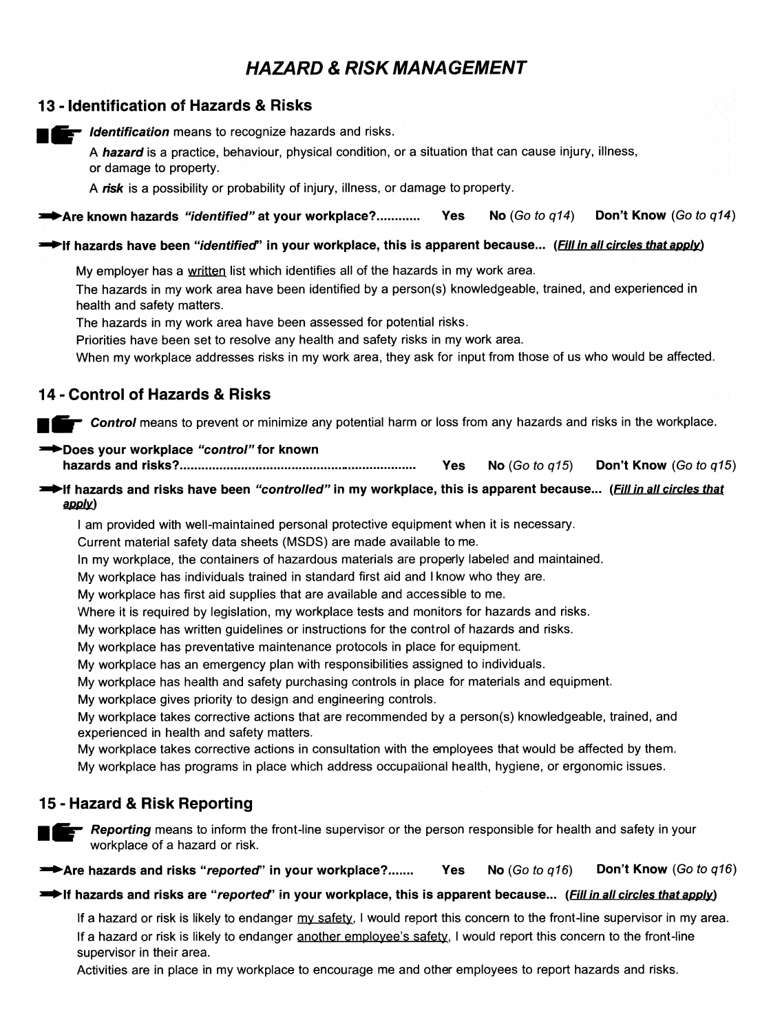# *HAZARD & RISK MANAGEMENT*

## 13 - Identification of Hazards & Risks

***Identification*** means to recognize hazards and risks.

A ***hazard*** is a practice, behaviour, physical condition, or a situation that can cause injury, illness, or damage to property.

A ***risk*** is a possibility or probability of injury, illness, or damage to property.

**Are known hazards *"identified"* at your workplace?............** **Yes** **No** *(Go to q14)* **Don't Know** *(Go to q14)*

**If hazards have been *"identified"* in your workplace, this is apparent because... (*Fill in all circles that apply*)**

- My employer has a written list which identifies all of the hazards in my work area.
- The hazards in my work area have been identified by a person(s) knowledgeable, trained, and experienced in health and safety matters.
- The hazards in my work area have been assessed for potential risks.
- Priorities have been set to resolve any health and safety risks in my work area.
- When my workplace addresses risks in my work area, they ask for input from those of us who would be affected.

## 14 - Control of Hazards & Risks

***Control*** means to prevent or minimize any potential harm or loss from any hazards and risks in the workplace.

**Does your workplace *"control"* for known hazards and risks?..................................................................** **Yes** **No** *(Go to q15)* **Don't Know** *(Go to q15)*

**If hazards and risks have been *"controlled"* in my workplace, this is apparent because... (*Fill in all circles that apply*)**

- I am provided with well-maintained personal protective equipment when it is necessary.
- Current material safety data sheets (MSDS) are made available to me.
- In my workplace, the containers of hazardous materials are properly labeled and maintained.
- My workplace has individuals trained in standard first aid and I know who they are.
- My workplace has first aid supplies that are available and accessible to me.
- Where it is required by legislation, my workplace tests and monitors for hazards and risks.
- My workplace has written guidelines or instructions for the control of hazards and risks.
- My workplace has preventative maintenance protocols in place for equipment.
- My workplace has an emergency plan with responsibilities assigned to individuals.
- My workplace has health and safety purchasing controls in place for materials and equipment.
- My workplace gives priority to design and engineering controls.
- My workplace takes corrective actions that are recommended by a person(s) knowledgeable, trained, and experienced in health and safety matters.
- My workplace takes corrective actions in consultation with the employees that would be affected by them.
- My workplace has programs in place which address occupational health, hygiene, or ergonomic issues.

## 15 - Hazard & Risk Reporting

***Reporting*** means to inform the front-line supervisor or the person responsible for health and safety in your workplace of a hazard or risk.

**Are hazards and risks *"reported"* in your workplace?.......** **Yes** **No** *(Go to q16)* **Don't Know** *(Go to q16)*

**If hazards and risks are *"reported"* in your workplace, this is apparent because... (*Fill in all circles that apply*)**

- If a hazard or risk is likely to endanger my safety, I would report this concern to the front-line supervisor in my area.
- If a hazard or risk is likely to endanger another employee's safety, I would report this concern to the front-line supervisor in their area.
- Activities are in place in my workplace to encourage me and other employees to report hazards and risks.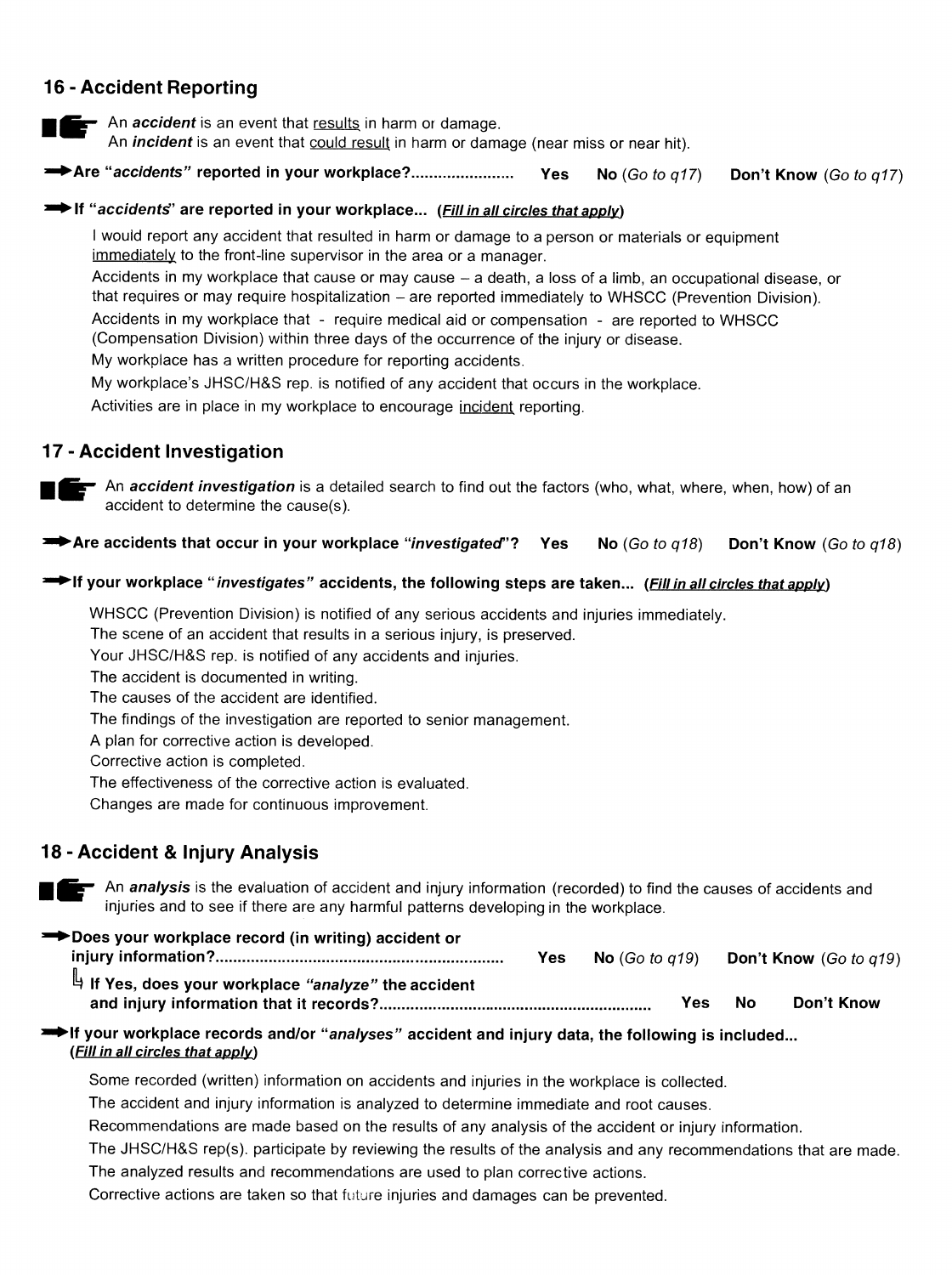## 16 - Accident Reporting

An ***accident*** is an event that results in harm or damage.
An ***incident*** is an event that could result in harm or damage (near miss or near hit).

**Are "*accidents*" reported in your workplace?......................** **Yes** **No** (*Go to q17*) **Don't Know** (*Go to q17*)

**If "*accidents*" are reported in your workplace... (*Fill in all circles that apply*)**

- I would report any accident that resulted in harm or damage to a person or materials or equipment immediately to the front-line supervisor in the area or a manager.
- Accidents in my workplace that cause or may cause – a death, a loss of a limb, an occupational disease, or that requires or may require hospitalization – are reported immediately to WHSCC (Prevention Division).
- Accidents in my workplace that - require medical aid or compensation - are reported to WHSCC (Compensation Division) within three days of the occurrence of the injury or disease.
- My workplace has a written procedure for reporting accidents.
- My workplace's JHSC/H&S rep. is notified of any accident that occurs in the workplace.
- Activities are in place in my workplace to encourage incident reporting.

## 17 - Accident Investigation

An ***accident investigation*** is a detailed search to find out the factors (who, what, where, when, how) of an accident to determine the cause(s).

**Are accidents that occur in your workplace "*investigated*"?** **Yes** **No** (*Go to q18*) **Don't Know** (*Go to q18*)

**If your workplace "*investigates*" accidents, the following steps are taken... (*Fill in all circles that apply*)**

- WHSCC (Prevention Division) is notified of any serious accidents and injuries immediately.
- The scene of an accident that results in a serious injury, is preserved.
- Your JHSC/H&S rep. is notified of any accidents and injuries.
- The accident is documented in writing.
- The causes of the accident are identified.
- The findings of the investigation are reported to senior management.
- A plan for corrective action is developed.
- Corrective action is completed.
- The effectiveness of the corrective action is evaluated.
- Changes are made for continuous improvement.

## 18 - Accident & Injury Analysis

An ***analysis*** is the evaluation of accident and injury information (recorded) to find the causes of accidents and injuries and to see if there are any harmful patterns developing in the workplace.

**Does your workplace record (in writing) accident or injury information?................................................................** **Yes** **No** (*Go to q19*) **Don't Know** (*Go to q19*)

**If Yes, does your workplace "*analyze*" the accident and injury information that it records?.............................................................** **Yes** **No** **Don't Know**

**If your workplace records and/or "*analyses*" accident and injury data, the following is included... (*Fill in all circles that apply*)**

- Some recorded (written) information on accidents and injuries in the workplace is collected.
- The accident and injury information is analyzed to determine immediate and root causes.
- Recommendations are made based on the results of any analysis of the accident or injury information.
- The JHSC/H&S rep(s). participate by reviewing the results of the analysis and any recommendations that are made.
- The analyzed results and recommendations are used to plan corrective actions.
- Corrective actions are taken so that future injuries and damages can be prevented.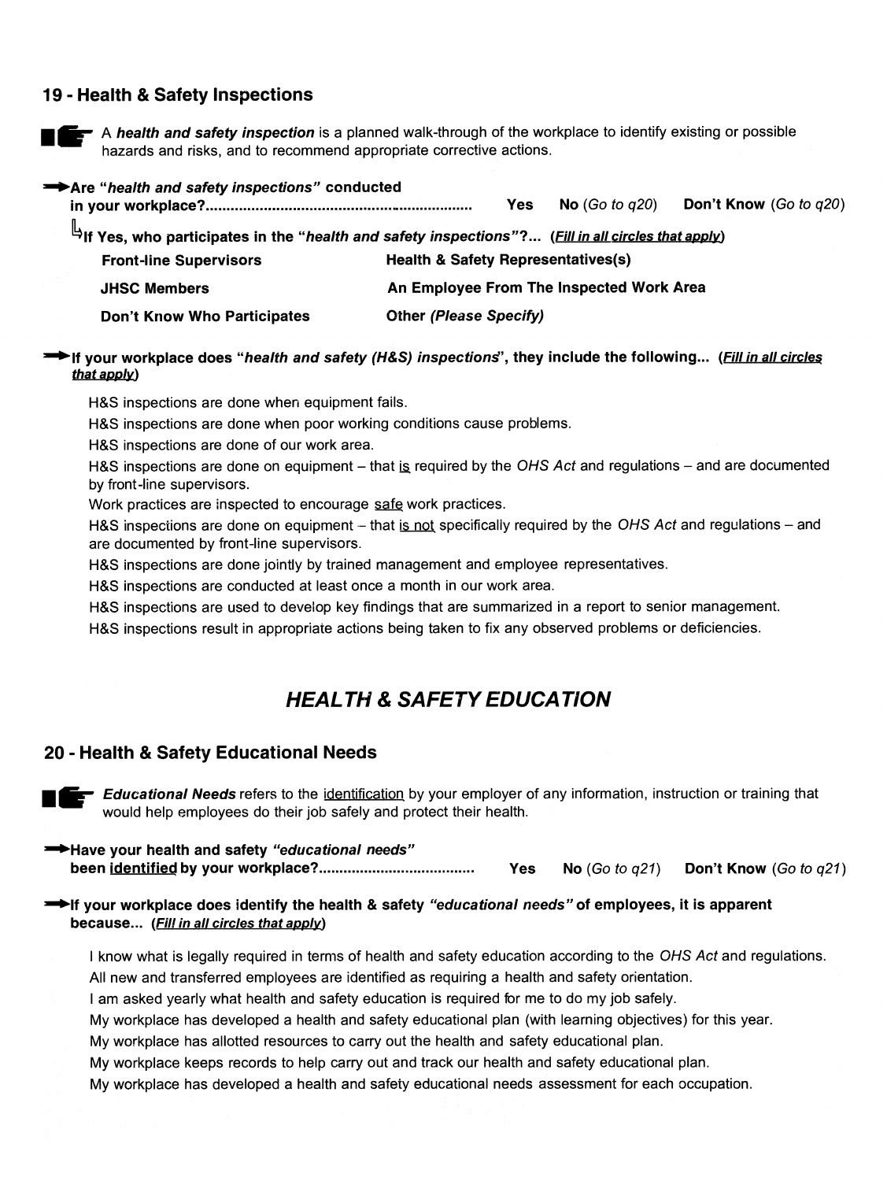## 19 - Health & Safety Inspections

A ***health and safety inspection*** is a planned walk-through of the workplace to identify existing or possible hazards and risks, and to recommend appropriate corrective actions.

**Are *"health and safety inspections"* conducted in your workplace?** .......... **Yes** **No** *(Go to q20)* **Don't Know** *(Go to q20)*

**If Yes, who participates in the *"health and safety inspections"*?... (*Fill in all circles that apply*)**

| | |
|---|---|
| **Front-line Supervisors** | **Health & Safety Representatives(s)** |
| **JHSC Members** | **An Employee From The Inspected Work Area** |
| **Don't Know Who Participates** | **Other *(Please Specify)*** |

**If your workplace does *"health and safety (H&S) inspections"*, they include the following... (*Fill in all circles that apply*)**

- H&S inspections are done when equipment fails.
- H&S inspections are done when poor working conditions cause problems.
- H&S inspections are done of our work area.
- H&S inspections are done on equipment – that is required by the *OHS Act* and regulations – and are documented by front-line supervisors.
- Work practices are inspected to encourage safe work practices.
- H&S inspections are done on equipment – that is not specifically required by the *OHS Act* and regulations – and are documented by front-line supervisors.
- H&S inspections are done jointly by trained management and employee representatives.
- H&S inspections are conducted at least once a month in our work area.
- H&S inspections are used to develop key findings that are summarized in a report to senior management.
- H&S inspections result in appropriate actions being taken to fix any observed problems or deficiencies.

# *HEALTH & SAFETY EDUCATION*

## 20 - Health & Safety Educational Needs

***Educational Needs*** refers to the identification by your employer of any information, instruction or training that would help employees do their job safely and protect their health.

**Have your health and safety *"educational needs"* been identified by your workplace?** .......... **Yes** **No** *(Go to q21)* **Don't Know** *(Go to q21)*

**If your workplace does identify the health & safety *"educational needs"* of employees, it is apparent because... (*Fill in all circles that apply*)**

- I know what is legally required in terms of health and safety education according to the *OHS Act* and regulations.
- All new and transferred employees are identified as requiring a health and safety orientation.
- I am asked yearly what health and safety education is required for me to do my job safely.
- My workplace has developed a health and safety educational plan (with learning objectives) for this year.
- My workplace has allotted resources to carry out the health and safety educational plan.
- My workplace keeps records to help carry out and track our health and safety educational plan.
- My workplace has developed a health and safety educational needs assessment for each occupation.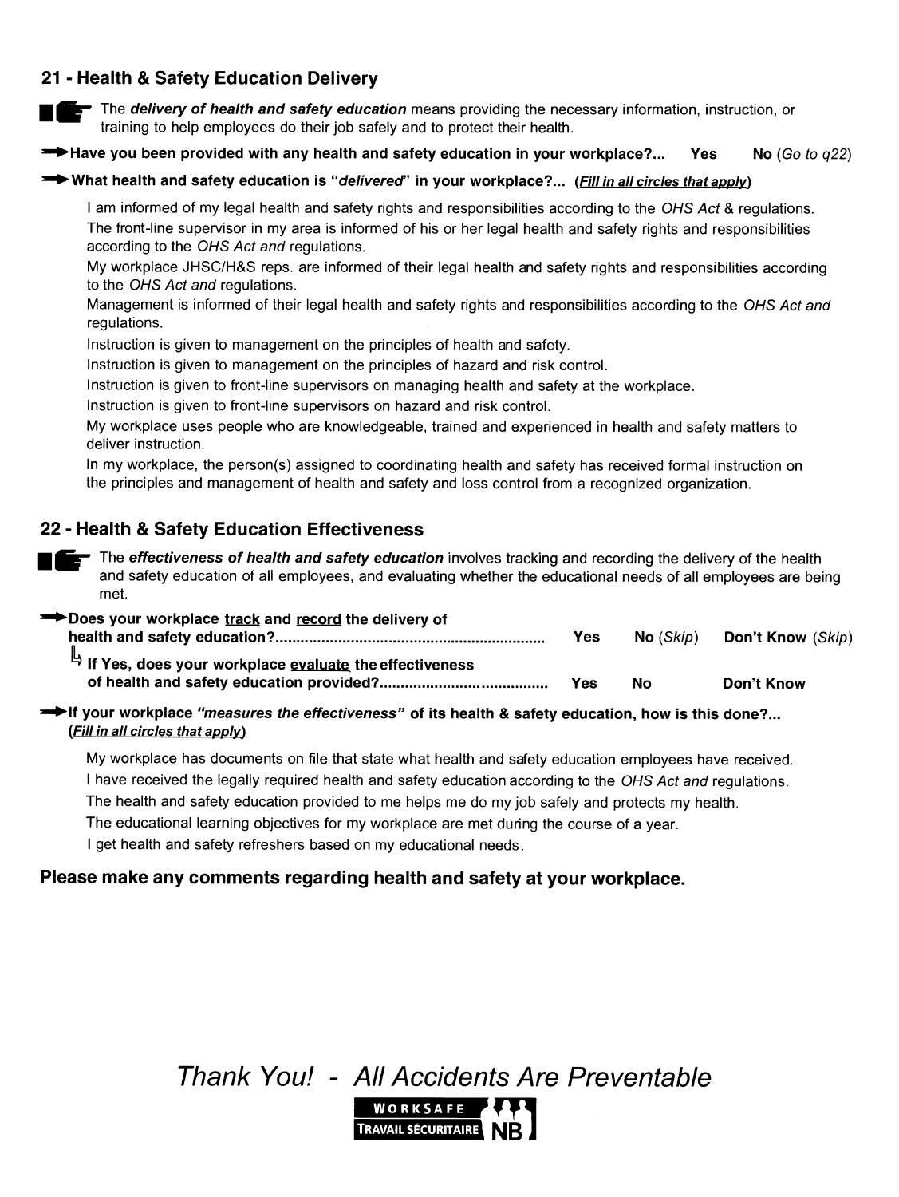## 21 - Health & Safety Education Delivery

The ***delivery of health and safety education*** means providing the necessary information, instruction, or training to help employees do their job safely and to protect their health.

**Have you been provided with any health and safety education in your workplace?... Yes No** *(Go to q22)*

**What health and safety education is "*delivered*" in your workplace?... (*Fill in all circles that apply*)**

- I am informed of my legal health and safety rights and responsibilities according to the *OHS Act* & regulations.
- The front-line supervisor in my area is informed of his or her legal health and safety rights and responsibilities according to the *OHS Act and* regulations.
- My workplace JHSC/H&S reps. are informed of their legal health and safety rights and responsibilities according to the *OHS Act and* regulations.
- Management is informed of their legal health and safety rights and responsibilities according to the *OHS Act and* regulations.
- Instruction is given to management on the principles of health and safety.
- Instruction is given to management on the principles of hazard and risk control.
- Instruction is given to front-line supervisors on managing health and safety at the workplace.
- Instruction is given to front-line supervisors on hazard and risk control.
- My workplace uses people who are knowledgeable, trained and experienced in health and safety matters to deliver instruction.
- In my workplace, the person(s) assigned to coordinating health and safety has received formal instruction on the principles and management of health and safety and loss control from a recognized organization.

## 22 - Health & Safety Education Effectiveness

The ***effectiveness of health and safety education*** involves tracking and recording the delivery of the health and safety education of all employees, and evaluating whether the educational needs of all employees are being met.

**Does your workplace track and record the delivery of health and safety education?...... Yes No** *(Skip)* **Don't Know** *(Skip)*

**If Yes, does your workplace evaluate the effectiveness of health and safety education provided?...... Yes No Don't Know**

**If your workplace *"measures the effectiveness"* of its health & safety education, how is this done?... (*Fill in all circles that apply*)**

- My workplace has documents on file that state what health and safety education employees have received.
- I have received the legally required health and safety education according to the *OHS Act and* regulations.
- The health and safety education provided to me helps me do my job safely and protects my health.
- The educational learning objectives for my workplace are met during the course of a year.
- I get health and safety refreshers based on my educational needs.

**Please make any comments regarding health and safety at your workplace.**

*Thank You! - All Accidents Are Preventable*

WORKSAFE TRAVAIL SÉCURITAIRE NB